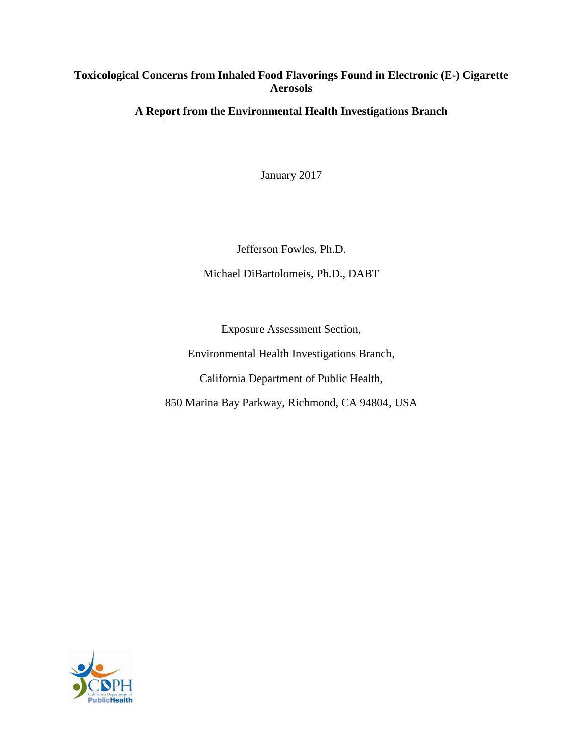# Toxicological Concerns from Inhaled Food Flavorings Found in Electronic (E-) Cigarette Aerosols

## A Report from the Environmental Health Investigations Branch

January 2017

Jefferson Fowles, Ph.D.

Michael DiBartolomeis, Ph.D., DABT

Exposure Assessment Section,

Environmental Health Investigations Branch,

California Department of Public Health,

850 Marina Bay Parkway, Richmond, CA 94804, USA

CDPH California Department of Public Health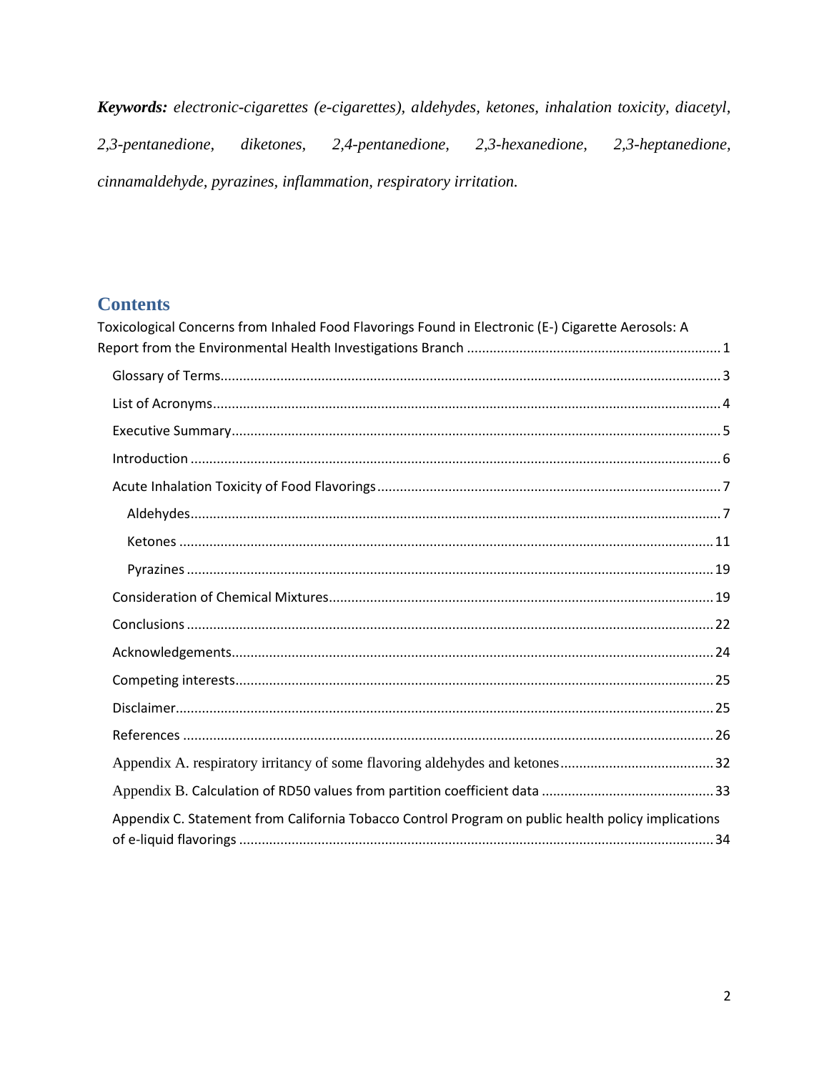***Keywords:*** *electronic-cigarettes (e-cigarettes), aldehydes, ketones, inhalation toxicity, diacetyl, 2,3-pentanedione, diketones, 2,4-pentanedione, 2,3-hexanedione, 2,3-heptanedione, cinnamaldehyde, pyrazines, inflammation, respiratory irritation.*

## Contents

Toxicological Concerns from Inhaled Food Flavorings Found in Electronic (E-) Cigarette Aerosols: A Report from the Environmental Health Investigations Branch ..... 1

- Glossary of Terms ..... 3
- List of Acronyms ..... 4
- Executive Summary ..... 5
- Introduction ..... 6
- Acute Inhalation Toxicity of Food Flavorings ..... 7
  - Aldehydes ..... 7
  - Ketones ..... 11
  - Pyrazines ..... 19
- Consideration of Chemical Mixtures ..... 19
- Conclusions ..... 22
- Acknowledgements ..... 24
- Competing interests ..... 25
- Disclaimer ..... 25
- References ..... 26
- Appendix A. respiratory irritancy of some flavoring aldehydes and ketones ..... 32
- Appendix B. Calculation of RD50 values from partition coefficient data ..... 33
- Appendix C. Statement from California Tobacco Control Program on public health policy implications of e-liquid flavorings ..... 34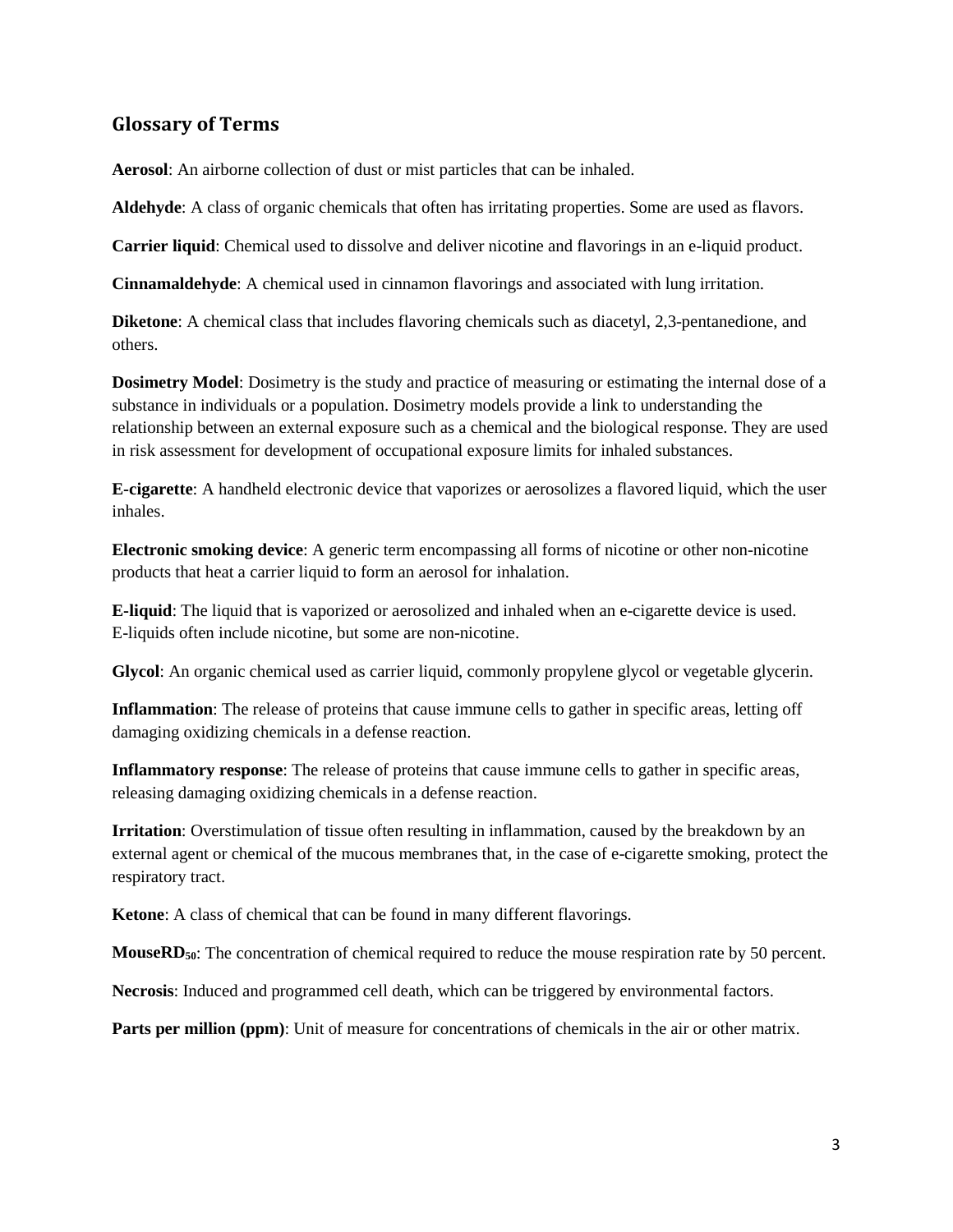## Glossary of Terms

**Aerosol**: An airborne collection of dust or mist particles that can be inhaled.

**Aldehyde**: A class of organic chemicals that often has irritating properties. Some are used as flavors.

**Carrier liquid**: Chemical used to dissolve and deliver nicotine and flavorings in an e-liquid product.

**Cinnamaldehyde**: A chemical used in cinnamon flavorings and associated with lung irritation.

**Diketone**: A chemical class that includes flavoring chemicals such as diacetyl, 2,3-pentanedione, and others.

**Dosimetry Model**: Dosimetry is the study and practice of measuring or estimating the internal dose of a substance in individuals or a population. Dosimetry models provide a link to understanding the relationship between an external exposure such as a chemical and the biological response. They are used in risk assessment for development of occupational exposure limits for inhaled substances.

**E-cigarette**: A handheld electronic device that vaporizes or aerosolizes a flavored liquid, which the user inhales.

**Electronic smoking device**: A generic term encompassing all forms of nicotine or other non-nicotine products that heat a carrier liquid to form an aerosol for inhalation.

**E-liquid**: The liquid that is vaporized or aerosolized and inhaled when an e-cigarette device is used. E-liquids often include nicotine, but some are non-nicotine.

**Glycol**: An organic chemical used as carrier liquid, commonly propylene glycol or vegetable glycerin.

**Inflammation**: The release of proteins that cause immune cells to gather in specific areas, letting off damaging oxidizing chemicals in a defense reaction.

**Inflammatory response**: The release of proteins that cause immune cells to gather in specific areas, releasing damaging oxidizing chemicals in a defense reaction.

**Irritation**: Overstimulation of tissue often resulting in inflammation, caused by the breakdown by an external agent or chemical of the mucous membranes that, in the case of e-cigarette smoking, protect the respiratory tract.

**Ketone**: A class of chemical that can be found in many different flavorings.

**MouseRD$_{50}$**: The concentration of chemical required to reduce the mouse respiration rate by 50 percent.

**Necrosis**: Induced and programmed cell death, which can be triggered by environmental factors.

**Parts per million (ppm)**: Unit of measure for concentrations of chemicals in the air or other matrix.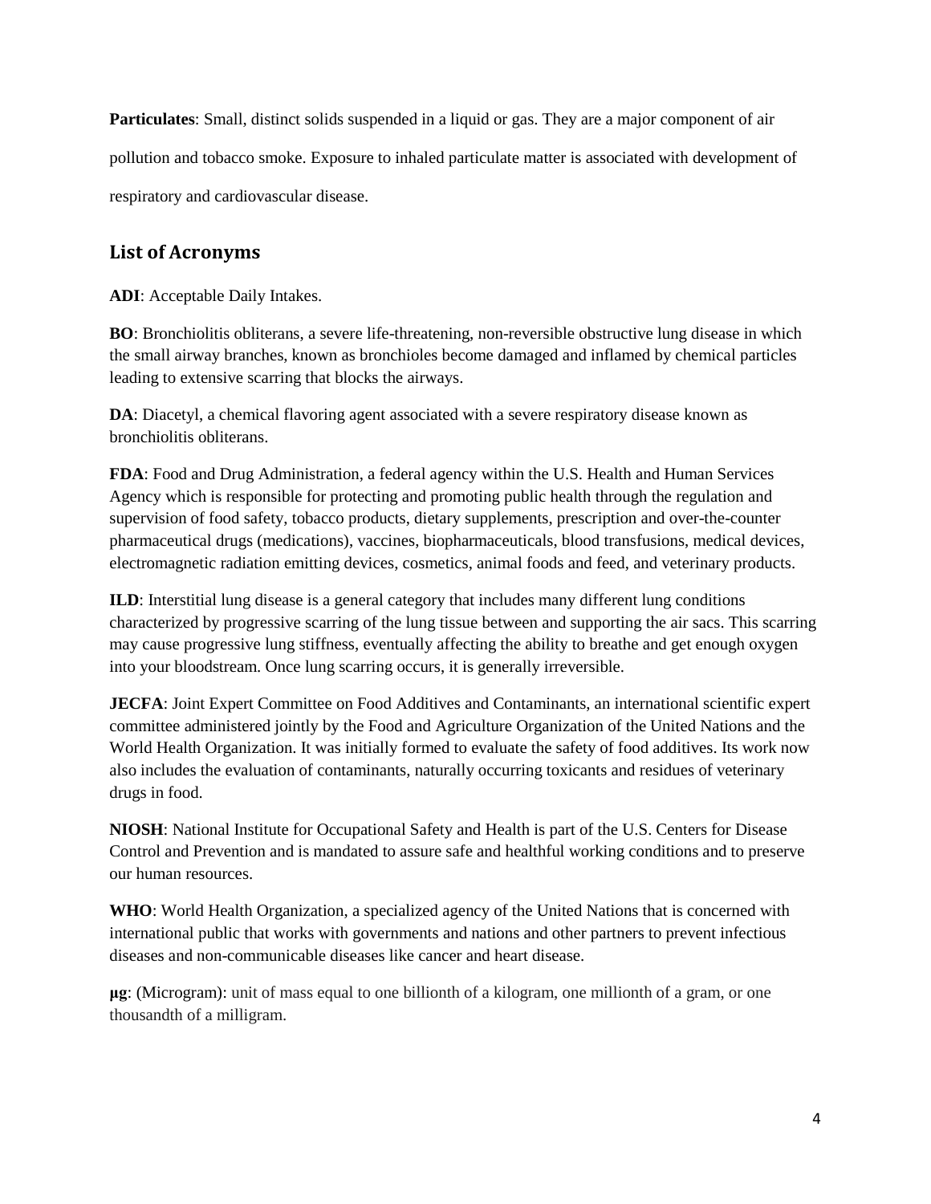**Particulates**: Small, distinct solids suspended in a liquid or gas. They are a major component of air pollution and tobacco smoke. Exposure to inhaled particulate matter is associated with development of respiratory and cardiovascular disease.

## List of Acronyms

**ADI**: Acceptable Daily Intakes.

**BO**: Bronchiolitis obliterans, a severe life-threatening, non-reversible obstructive lung disease in which the small airway branches, known as bronchioles become damaged and inflamed by chemical particles leading to extensive scarring that blocks the airways.

**DA**: Diacetyl, a chemical flavoring agent associated with a severe respiratory disease known as bronchiolitis obliterans.

**FDA**: Food and Drug Administration, a federal agency within the U.S. Health and Human Services Agency which is responsible for protecting and promoting public health through the regulation and supervision of food safety, tobacco products, dietary supplements, prescription and over-the-counter pharmaceutical drugs (medications), vaccines, biopharmaceuticals, blood transfusions, medical devices, electromagnetic radiation emitting devices, cosmetics, animal foods and feed, and veterinary products.

**ILD**: Interstitial lung disease is a general category that includes many different lung conditions characterized by progressive scarring of the lung tissue between and supporting the air sacs. This scarring may cause progressive lung stiffness, eventually affecting the ability to breathe and get enough oxygen into your bloodstream. Once lung scarring occurs, it is generally irreversible.

**JECFA**: Joint Expert Committee on Food Additives and Contaminants, an international scientific expert committee administered jointly by the Food and Agriculture Organization of the United Nations and the World Health Organization. It was initially formed to evaluate the safety of food additives. Its work now also includes the evaluation of contaminants, naturally occurring toxicants and residues of veterinary drugs in food.

**NIOSH**: National Institute for Occupational Safety and Health is part of the U.S. Centers for Disease Control and Prevention and is mandated to assure safe and healthful working conditions and to preserve our human resources.

**WHO**: World Health Organization, a specialized agency of the United Nations that is concerned with international public that works with governments and nations and other partners to prevent infectious diseases and non-communicable diseases like cancer and heart disease.

**µg**: (Microgram): unit of mass equal to one billionth of a kilogram, one millionth of a gram, or one thousandth of a milligram.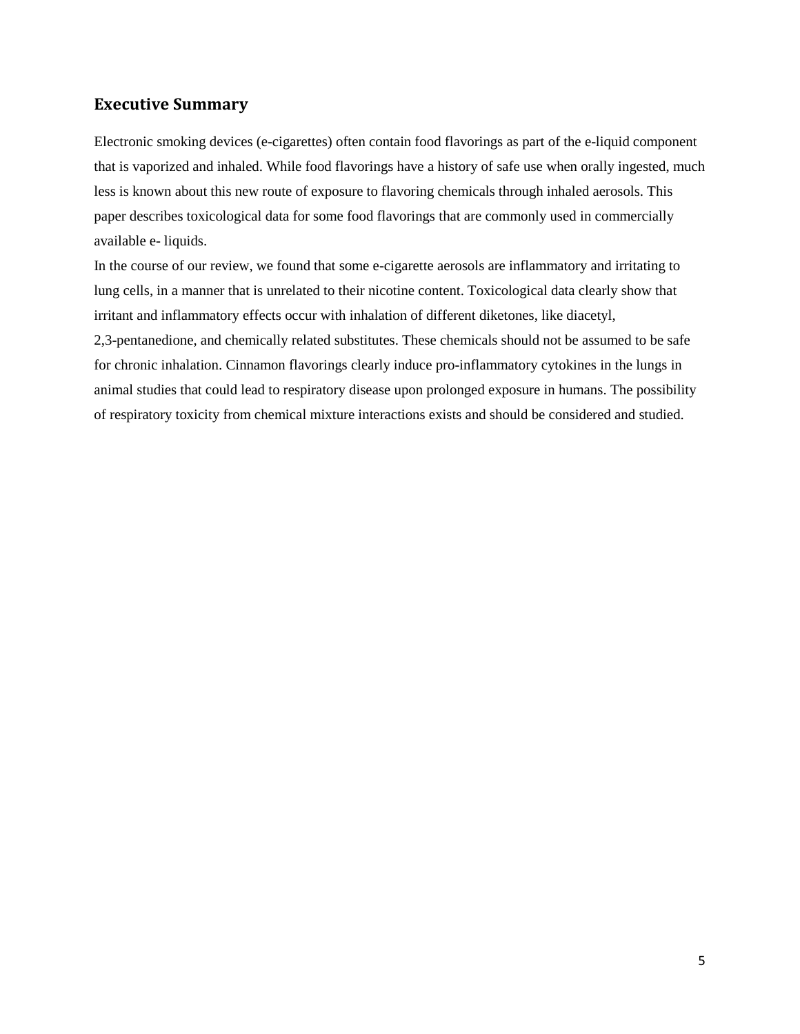## Executive Summary

Electronic smoking devices (e-cigarettes) often contain food flavorings as part of the e-liquid component that is vaporized and inhaled. While food flavorings have a history of safe use when orally ingested, much less is known about this new route of exposure to flavoring chemicals through inhaled aerosols. This paper describes toxicological data for some food flavorings that are commonly used in commercially available e- liquids.

In the course of our review, we found that some e-cigarette aerosols are inflammatory and irritating to lung cells, in a manner that is unrelated to their nicotine content. Toxicological data clearly show that irritant and inflammatory effects occur with inhalation of different diketones, like diacetyl, 2,3-pentanedione, and chemically related substitutes. These chemicals should not be assumed to be safe for chronic inhalation. Cinnamon flavorings clearly induce pro-inflammatory cytokines in the lungs in animal studies that could lead to respiratory disease upon prolonged exposure in humans. The possibility of respiratory toxicity from chemical mixture interactions exists and should be considered and studied.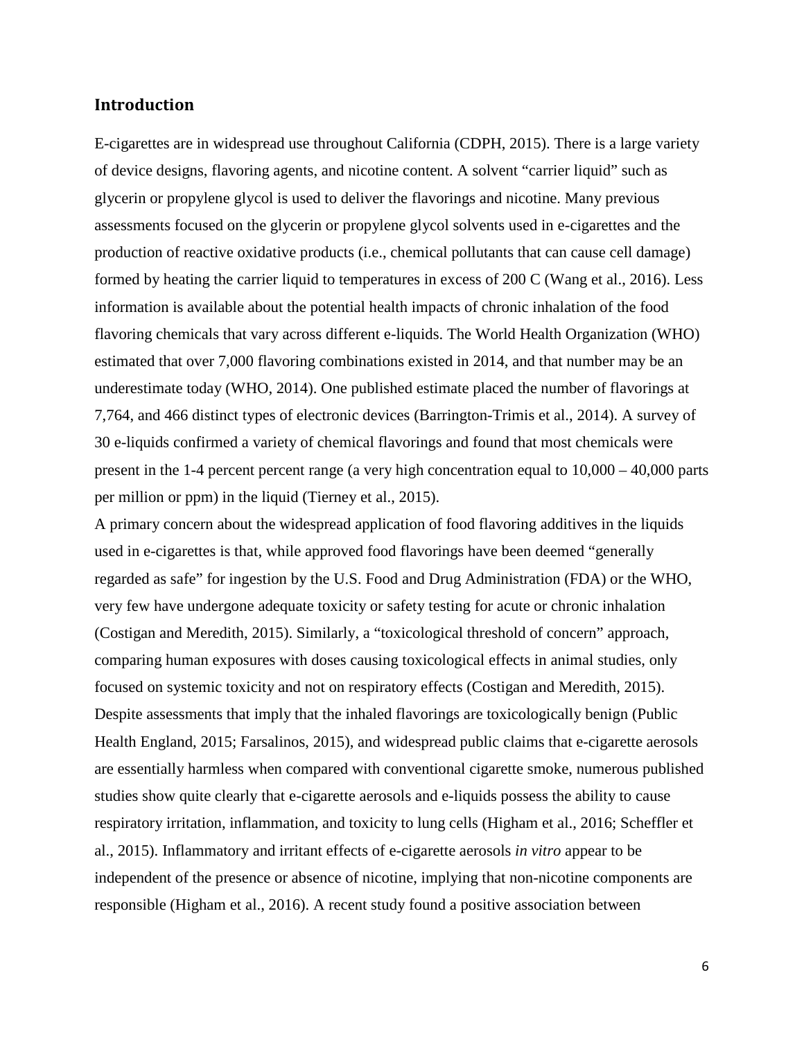## Introduction

E-cigarettes are in widespread use throughout California (CDPH, 2015). There is a large variety of device designs, flavoring agents, and nicotine content. A solvent "carrier liquid" such as glycerin or propylene glycol is used to deliver the flavorings and nicotine. Many previous assessments focused on the glycerin or propylene glycol solvents used in e-cigarettes and the production of reactive oxidative products (i.e., chemical pollutants that can cause cell damage) formed by heating the carrier liquid to temperatures in excess of 200 C (Wang et al., 2016). Less information is available about the potential health impacts of chronic inhalation of the food flavoring chemicals that vary across different e-liquids. The World Health Organization (WHO) estimated that over 7,000 flavoring combinations existed in 2014, and that number may be an underestimate today (WHO, 2014). One published estimate placed the number of flavorings at 7,764, and 466 distinct types of electronic devices (Barrington-Trimis et al., 2014). A survey of 30 e-liquids confirmed a variety of chemical flavorings and found that most chemicals were present in the 1-4 percent percent range (a very high concentration equal to 10,000 – 40,000 parts per million or ppm) in the liquid (Tierney et al., 2015).

A primary concern about the widespread application of food flavoring additives in the liquids used in e-cigarettes is that, while approved food flavorings have been deemed "generally regarded as safe" for ingestion by the U.S. Food and Drug Administration (FDA) or the WHO, very few have undergone adequate toxicity or safety testing for acute or chronic inhalation (Costigan and Meredith, 2015). Similarly, a "toxicological threshold of concern" approach, comparing human exposures with doses causing toxicological effects in animal studies, only focused on systemic toxicity and not on respiratory effects (Costigan and Meredith, 2015). Despite assessments that imply that the inhaled flavorings are toxicologically benign (Public Health England, 2015; Farsalinos, 2015), and widespread public claims that e-cigarette aerosols are essentially harmless when compared with conventional cigarette smoke, numerous published studies show quite clearly that e-cigarette aerosols and e-liquids possess the ability to cause respiratory irritation, inflammation, and toxicity to lung cells (Higham et al., 2016; Scheffler et al., 2015). Inflammatory and irritant effects of e-cigarette aerosols *in vitro* appear to be independent of the presence or absence of nicotine, implying that non-nicotine components are responsible (Higham et al., 2016). A recent study found a positive association between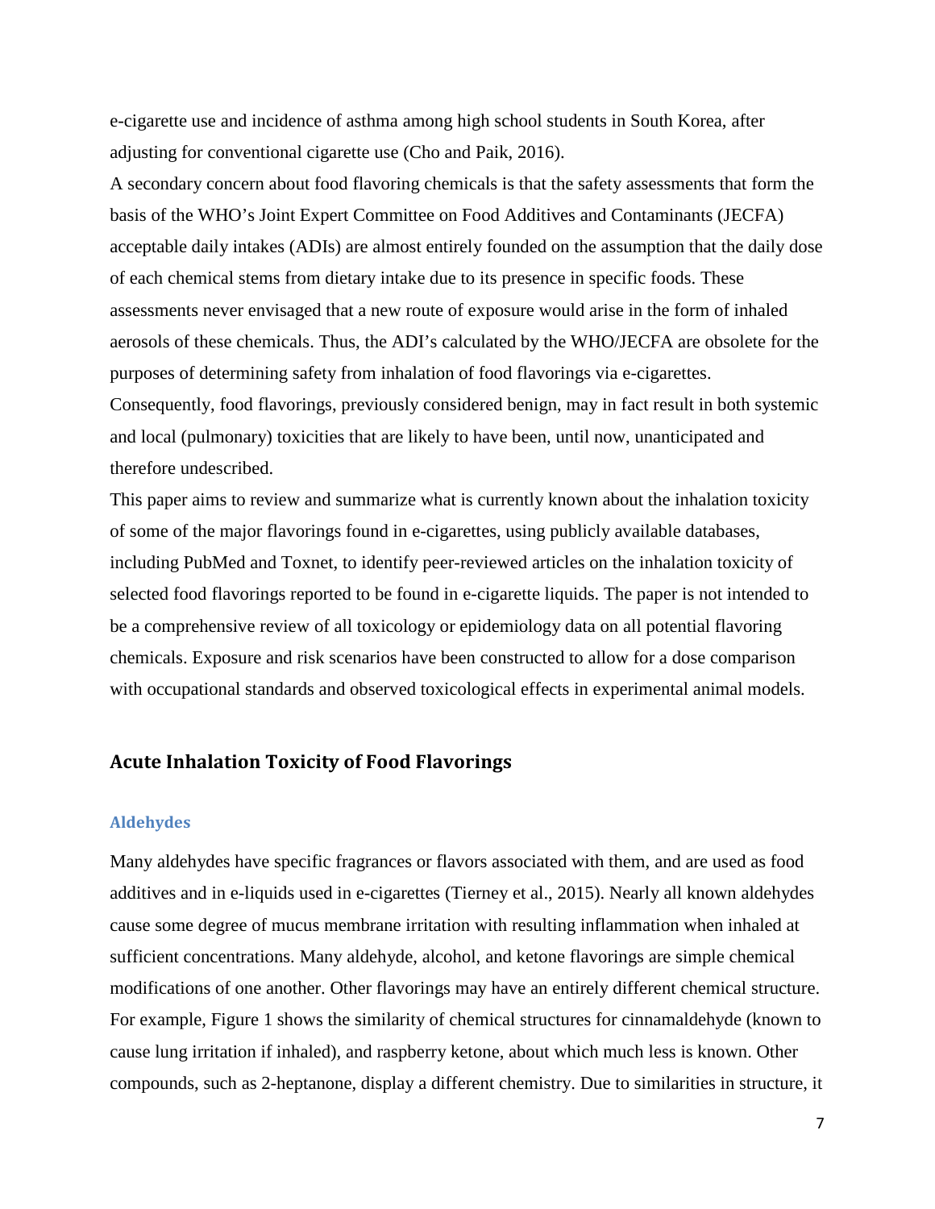e-cigarette use and incidence of asthma among high school students in South Korea, after adjusting for conventional cigarette use (Cho and Paik, 2016).

A secondary concern about food flavoring chemicals is that the safety assessments that form the basis of the WHO's Joint Expert Committee on Food Additives and Contaminants (JECFA) acceptable daily intakes (ADIs) are almost entirely founded on the assumption that the daily dose of each chemical stems from dietary intake due to its presence in specific foods. These assessments never envisaged that a new route of exposure would arise in the form of inhaled aerosols of these chemicals. Thus, the ADI's calculated by the WHO/JECFA are obsolete for the purposes of determining safety from inhalation of food flavorings via e-cigarettes. Consequently, food flavorings, previously considered benign, may in fact result in both systemic and local (pulmonary) toxicities that are likely to have been, until now, unanticipated and therefore undescribed.

This paper aims to review and summarize what is currently known about the inhalation toxicity of some of the major flavorings found in e-cigarettes, using publicly available databases, including PubMed and Toxnet, to identify peer-reviewed articles on the inhalation toxicity of selected food flavorings reported to be found in e-cigarette liquids. The paper is not intended to be a comprehensive review of all toxicology or epidemiology data on all potential flavoring chemicals. Exposure and risk scenarios have been constructed to allow for a dose comparison with occupational standards and observed toxicological effects in experimental animal models.

## Acute Inhalation Toxicity of Food Flavorings

### Aldehydes

Many aldehydes have specific fragrances or flavors associated with them, and are used as food additives and in e-liquids used in e-cigarettes (Tierney et al., 2015). Nearly all known aldehydes cause some degree of mucus membrane irritation with resulting inflammation when inhaled at sufficient concentrations. Many aldehyde, alcohol, and ketone flavorings are simple chemical modifications of one another. Other flavorings may have an entirely different chemical structure. For example, Figure 1 shows the similarity of chemical structures for cinnamaldehyde (known to cause lung irritation if inhaled), and raspberry ketone, about which much less is known. Other compounds, such as 2-heptanone, display a different chemistry. Due to similarities in structure, it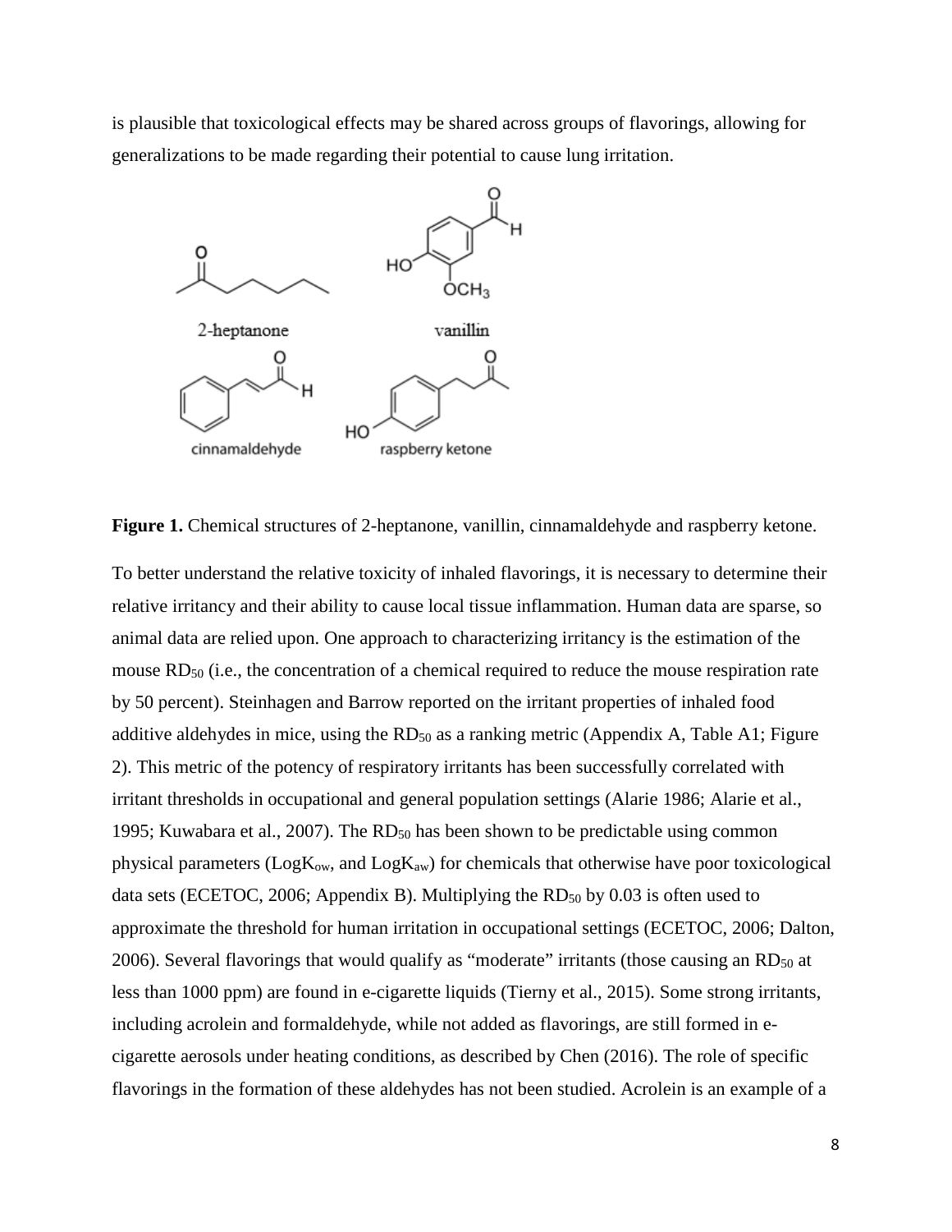is plausible that toxicological effects may be shared across groups of flavorings, allowing for generalizations to be made regarding their potential to cause lung irritation.

**Figure 1.** Chemical structures of 2-heptanone, vanillin, cinnamaldehyde and raspberry ketone.

To better understand the relative toxicity of inhaled flavorings, it is necessary to determine their relative irritancy and their ability to cause local tissue inflammation. Human data are sparse, so animal data are relied upon. One approach to characterizing irritancy is the estimation of the mouse $RD_{50}$ (i.e., the concentration of a chemical required to reduce the mouse respiration rate by 50 percent). Steinhagen and Barrow reported on the irritant properties of inhaled food additive aldehydes in mice, using the $RD_{50}$ as a ranking metric (Appendix A, Table A1; Figure 2). This metric of the potency of respiratory irritants has been successfully correlated with irritant thresholds in occupational and general population settings (Alarie 1986; Alarie et al., 1995; Kuwabara et al., 2007). The $RD_{50}$ has been shown to be predictable using common physical parameters ($LogK_{ow}$, and $LogK_{aw}$) for chemicals that otherwise have poor toxicological data sets (ECETOC, 2006; Appendix B). Multiplying the $RD_{50}$ by 0.03 is often used to approximate the threshold for human irritation in occupational settings (ECETOC, 2006; Dalton, 2006). Several flavorings that would qualify as "moderate" irritants (those causing an $RD_{50}$ at less than 1000 ppm) are found in e-cigarette liquids (Tierny et al., 2015). Some strong irritants, including acrolein and formaldehyde, while not added as flavorings, are still formed in e-cigarette aerosols under heating conditions, as described by Chen (2016). The role of specific flavorings in the formation of these aldehydes has not been studied. Acrolein is an example of a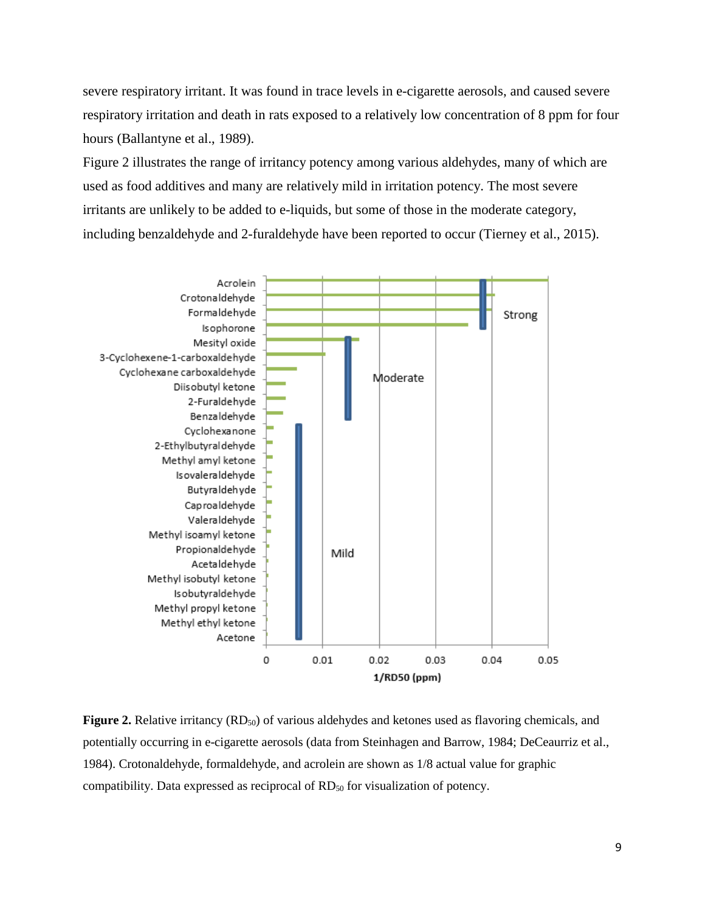severe respiratory irritant. It was found in trace levels in e-cigarette aerosols, and caused severe respiratory irritation and death in rats exposed to a relatively low concentration of 8 ppm for four hours (Ballantyne et al., 1989).

Figure 2 illustrates the range of irritancy potency among various aldehydes, many of which are used as food additives and many are relatively mild in irritation potency. The most severe irritants are unlikely to be added to e-liquids, but some of those in the moderate category, including benzaldehyde and 2-furaldehyde have been reported to occur (Tierney et al., 2015).

**Figure 2.** Relative irritancy ($RD_{50}$) of various aldehydes and ketones used as flavoring chemicals, and potentially occurring in e-cigarette aerosols (data from Steinhagen and Barrow, 1984; DeCeaurriz et al., 1984). Crotonaldehyde, formaldehyde, and acrolein are shown as 1/8 actual value for graphic compatibility. Data expressed as reciprocal of $RD_{50}$ for visualization of potency.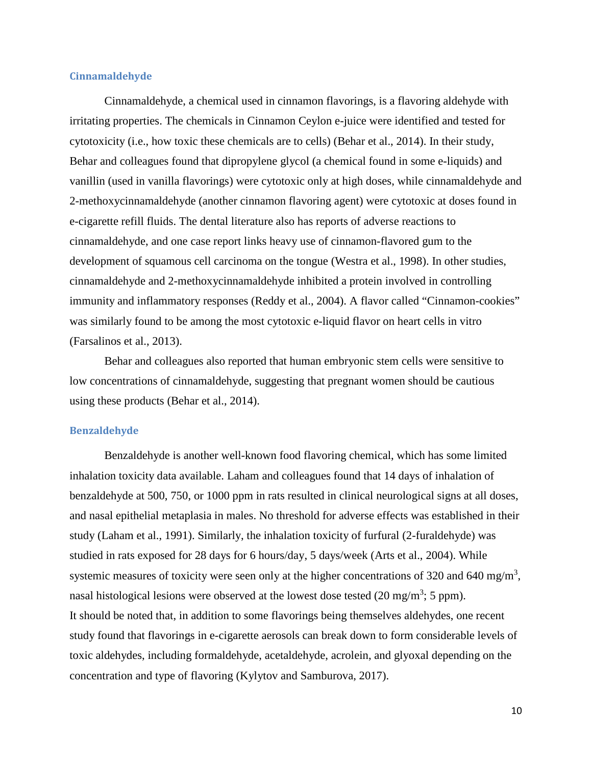### Cinnamaldehyde

Cinnamaldehyde, a chemical used in cinnamon flavorings, is a flavoring aldehyde with irritating properties. The chemicals in Cinnamon Ceylon e-juice were identified and tested for cytotoxicity (i.e., how toxic these chemicals are to cells) (Behar et al., 2014). In their study, Behar and colleagues found that dipropylene glycol (a chemical found in some e-liquids) and vanillin (used in vanilla flavorings) were cytotoxic only at high doses, while cinnamaldehyde and 2-methoxycinnamaldehyde (another cinnamon flavoring agent) were cytotoxic at doses found in e-cigarette refill fluids. The dental literature also has reports of adverse reactions to cinnamaldehyde, and one case report links heavy use of cinnamon-flavored gum to the development of squamous cell carcinoma on the tongue (Westra et al., 1998). In other studies, cinnamaldehyde and 2-methoxycinnamaldehyde inhibited a protein involved in controlling immunity and inflammatory responses (Reddy et al., 2004). A flavor called "Cinnamon-cookies" was similarly found to be among the most cytotoxic e-liquid flavor on heart cells in vitro (Farsalinos et al., 2013).

Behar and colleagues also reported that human embryonic stem cells were sensitive to low concentrations of cinnamaldehyde, suggesting that pregnant women should be cautious using these products (Behar et al., 2014).

### Benzaldehyde

Benzaldehyde is another well-known food flavoring chemical, which has some limited inhalation toxicity data available. Laham and colleagues found that 14 days of inhalation of benzaldehyde at 500, 750, or 1000 ppm in rats resulted in clinical neurological signs at all doses, and nasal epithelial metaplasia in males. No threshold for adverse effects was established in their study (Laham et al., 1991). Similarly, the inhalation toxicity of furfural (2-furaldehyde) was studied in rats exposed for 28 days for 6 hours/day, 5 days/week (Arts et al., 2004). While systemic measures of toxicity were seen only at the higher concentrations of 320 and 640 mg/m$^3$, nasal histological lesions were observed at the lowest dose tested (20 mg/m$^3$; 5 ppm).

It should be noted that, in addition to some flavorings being themselves aldehydes, one recent study found that flavorings in e-cigarette aerosols can break down to form considerable levels of toxic aldehydes, including formaldehyde, acetaldehyde, acrolein, and glyoxal depending on the concentration and type of flavoring (Kylytov and Samburova, 2017).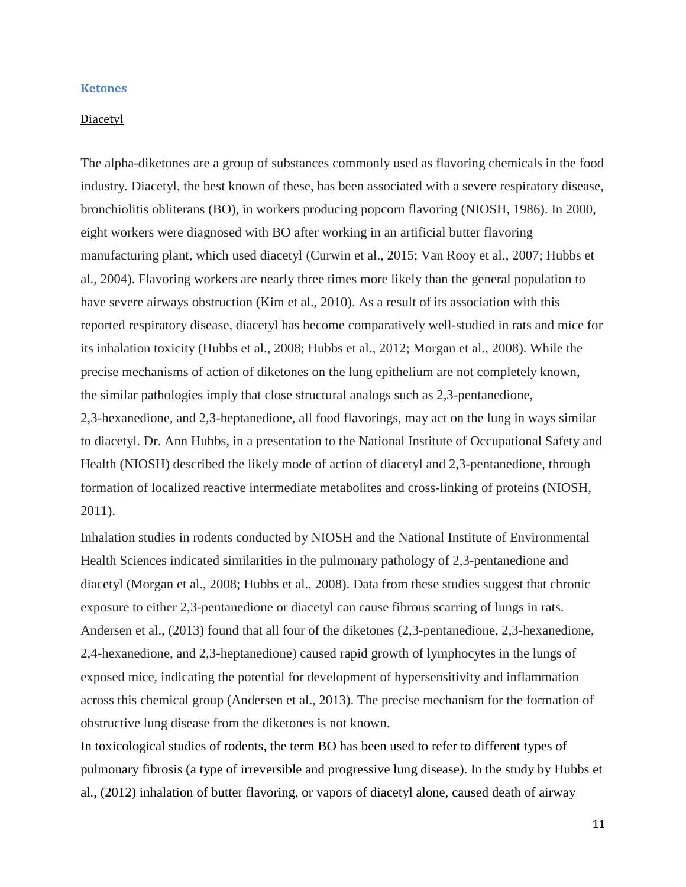## Ketones

### Diacetyl

The alpha-diketones are a group of substances commonly used as flavoring chemicals in the food industry. Diacetyl, the best known of these, has been associated with a severe respiratory disease, bronchiolitis obliterans (BO), in workers producing popcorn flavoring (NIOSH, 1986). In 2000, eight workers were diagnosed with BO after working in an artificial butter flavoring manufacturing plant, which used diacetyl (Curwin et al., 2015; Van Rooy et al., 2007; Hubbs et al., 2004). Flavoring workers are nearly three times more likely than the general population to have severe airways obstruction (Kim et al., 2010). As a result of its association with this reported respiratory disease, diacetyl has become comparatively well-studied in rats and mice for its inhalation toxicity (Hubbs et al., 2008; Hubbs et al., 2012; Morgan et al., 2008). While the precise mechanisms of action of diketones on the lung epithelium are not completely known, the similar pathologies imply that close structural analogs such as 2,3-pentanedione, 2,3-hexanedione, and 2,3-heptanedione, all food flavorings, may act on the lung in ways similar to diacetyl. Dr. Ann Hubbs, in a presentation to the National Institute of Occupational Safety and Health (NIOSH) described the likely mode of action of diacetyl and 2,3-pentanedione, through formation of localized reactive intermediate metabolites and cross-linking of proteins (NIOSH, 2011).

Inhalation studies in rodents conducted by NIOSH and the National Institute of Environmental Health Sciences indicated similarities in the pulmonary pathology of 2,3-pentanedione and diacetyl (Morgan et al., 2008; Hubbs et al., 2008). Data from these studies suggest that chronic exposure to either 2,3-pentanedione or diacetyl can cause fibrous scarring of lungs in rats. Andersen et al., (2013) found that all four of the diketones (2,3-pentanedione, 2,3-hexanedione, 2,4-hexanedione, and 2,3-heptanedione) caused rapid growth of lymphocytes in the lungs of exposed mice, indicating the potential for development of hypersensitivity and inflammation across this chemical group (Andersen et al., 2013). The precise mechanism for the formation of obstructive lung disease from the diketones is not known.

In toxicological studies of rodents, the term BO has been used to refer to different types of pulmonary fibrosis (a type of irreversible and progressive lung disease). In the study by Hubbs et al., (2012) inhalation of butter flavoring, or vapors of diacetyl alone, caused death of airway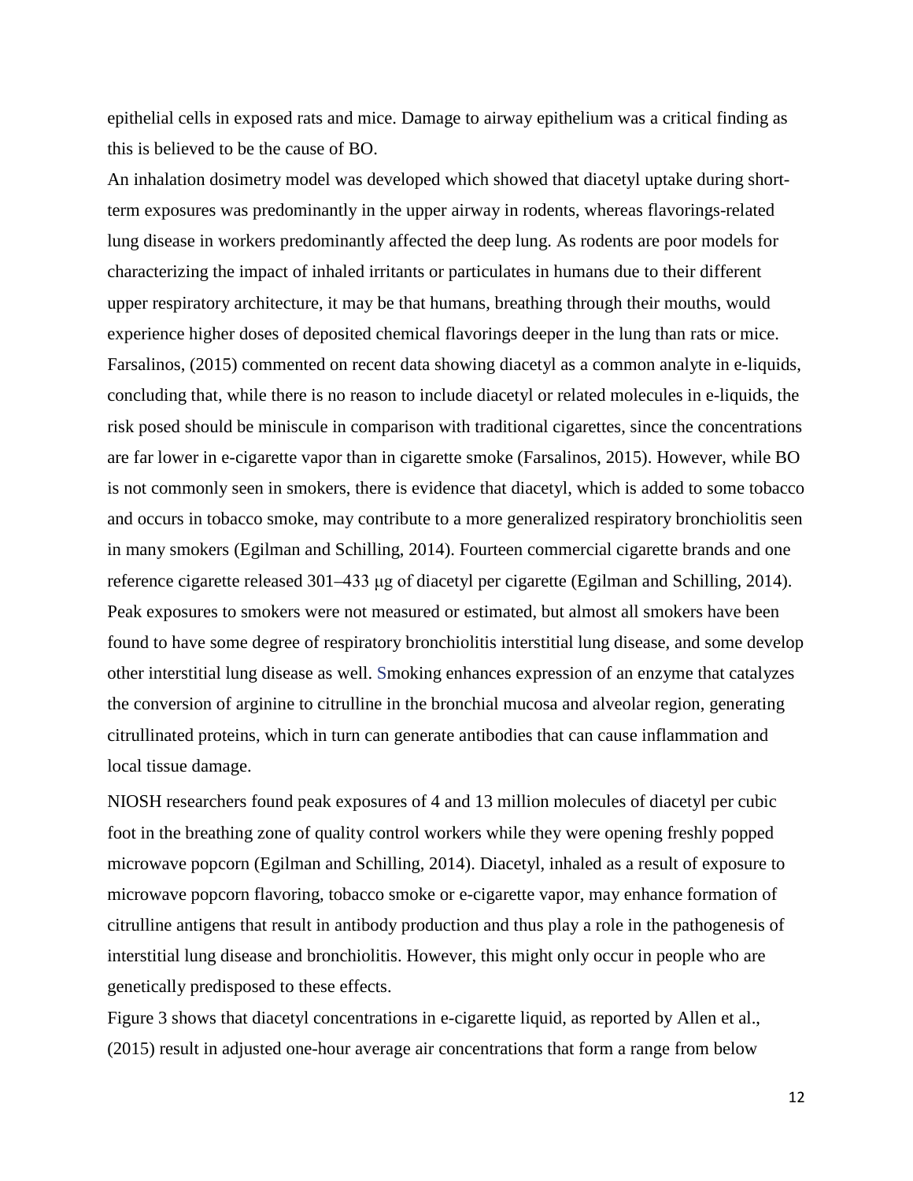epithelial cells in exposed rats and mice. Damage to airway epithelium was a critical finding as this is believed to be the cause of BO.

An inhalation dosimetry model was developed which showed that diacetyl uptake during short-term exposures was predominantly in the upper airway in rodents, whereas flavorings-related lung disease in workers predominantly affected the deep lung. As rodents are poor models for characterizing the impact of inhaled irritants or particulates in humans due to their different upper respiratory architecture, it may be that humans, breathing through their mouths, would experience higher doses of deposited chemical flavorings deeper in the lung than rats or mice. Farsalinos, (2015) commented on recent data showing diacetyl as a common analyte in e-liquids, concluding that, while there is no reason to include diacetyl or related molecules in e-liquids, the risk posed should be miniscule in comparison with traditional cigarettes, since the concentrations are far lower in e-cigarette vapor than in cigarette smoke (Farsalinos, 2015). However, while BO is not commonly seen in smokers, there is evidence that diacetyl, which is added to some tobacco and occurs in tobacco smoke, may contribute to a more generalized respiratory bronchiolitis seen in many smokers (Egilman and Schilling, 2014). Fourteen commercial cigarette brands and one reference cigarette released 301–433 μg of diacetyl per cigarette (Egilman and Schilling, 2014). Peak exposures to smokers were not measured or estimated, but almost all smokers have been found to have some degree of respiratory bronchiolitis interstitial lung disease, and some develop other interstitial lung disease as well. Smoking enhances expression of an enzyme that catalyzes the conversion of arginine to citrulline in the bronchial mucosa and alveolar region, generating citrullinated proteins, which in turn can generate antibodies that can cause inflammation and local tissue damage.

NIOSH researchers found peak exposures of 4 and 13 million molecules of diacetyl per cubic foot in the breathing zone of quality control workers while they were opening freshly popped microwave popcorn (Egilman and Schilling, 2014). Diacetyl, inhaled as a result of exposure to microwave popcorn flavoring, tobacco smoke or e-cigarette vapor, may enhance formation of citrulline antigens that result in antibody production and thus play a role in the pathogenesis of interstitial lung disease and bronchiolitis. However, this might only occur in people who are genetically predisposed to these effects.

Figure 3 shows that diacetyl concentrations in e-cigarette liquid, as reported by Allen et al., (2015) result in adjusted one-hour average air concentrations that form a range from below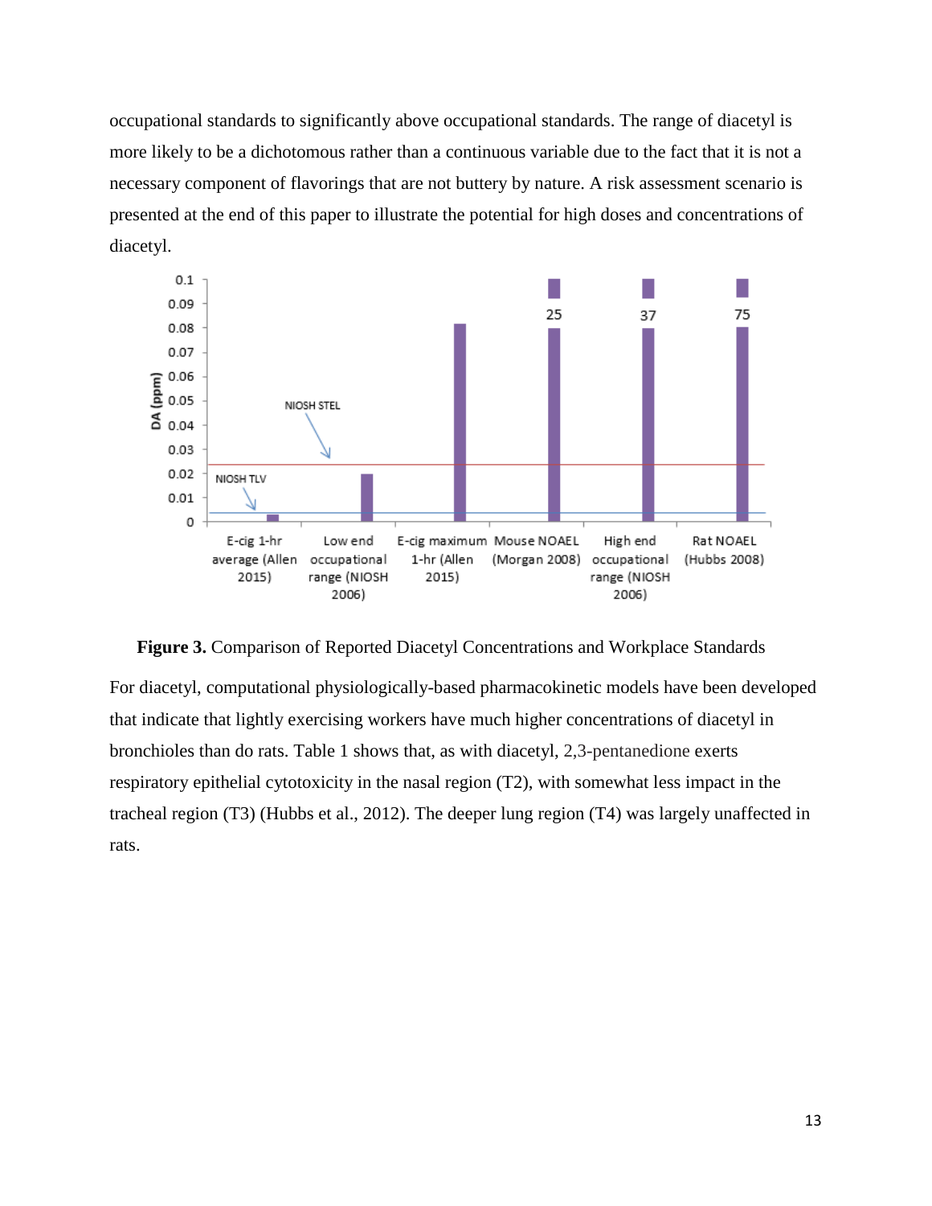occupational standards to significantly above occupational standards. The range of diacetyl is more likely to be a dichotomous rather than a continuous variable due to the fact that it is not a necessary component of flavorings that are not buttery by nature. A risk assessment scenario is presented at the end of this paper to illustrate the potential for high doses and concentrations of diacetyl.

**Figure 3.** Comparison of Reported Diacetyl Concentrations and Workplace Standards

For diacetyl, computational physiologically-based pharmacokinetic models have been developed that indicate that lightly exercising workers have much higher concentrations of diacetyl in bronchioles than do rats. Table 1 shows that, as with diacetyl, 2,3-pentanedione exerts respiratory epithelial cytotoxicity in the nasal region (T2), with somewhat less impact in the tracheal region (T3) (Hubbs et al., 2012). The deeper lung region (T4) was largely unaffected in rats.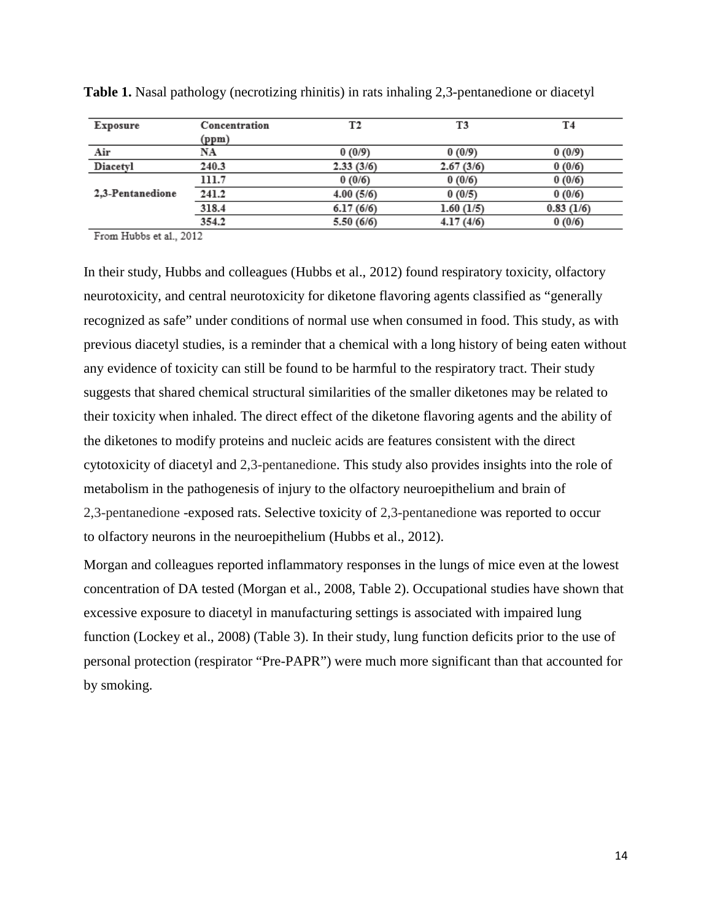**Table 1.** Nasal pathology (necrotizing rhinitis) in rats inhaling 2,3-pentanedione or diacetyl

| Exposure | Concentration (ppm) | T2 | T3 | T4 |
|---|---|---|---|---|
| Air | NA | 0 (0/9) | 0 (0/9) | 0 (0/9) |
| Diacetyl | 240.3 | 2.33 (3/6) | 2.67 (3/6) | 0 (0/6) |
| 2,3-Pentanedione | 111.7 | 0 (0/6) | 0 (0/6) | 0 (0/6) |
| | 241.2 | 4.00 (5/6) | 0 (0/5) | 0 (0/6) |
| | 318.4 | 6.17 (6/6) | 1.60 (1/5) | 0.83 (1/6) |
| | 354.2 | 5.50 (6/6) | 4.17 (4/6) | 0 (0/6) |

From Hubbs et al., 2012

In their study, Hubbs and colleagues (Hubbs et al., 2012) found respiratory toxicity, olfactory neurotoxicity, and central neurotoxicity for diketone flavoring agents classified as "generally recognized as safe" under conditions of normal use when consumed in food. This study, as with previous diacetyl studies, is a reminder that a chemical with a long history of being eaten without any evidence of toxicity can still be found to be harmful to the respiratory tract. Their study suggests that shared chemical structural similarities of the smaller diketones may be related to their toxicity when inhaled. The direct effect of the diketone flavoring agents and the ability of the diketones to modify proteins and nucleic acids are features consistent with the direct cytotoxicity of diacetyl and 2,3-pentanedione. This study also provides insights into the role of metabolism in the pathogenesis of injury to the olfactory neuroepithelium and brain of 2,3-pentanedione -exposed rats. Selective toxicity of 2,3-pentanedione was reported to occur to olfactory neurons in the neuroepithelium (Hubbs et al., 2012).

Morgan and colleagues reported inflammatory responses in the lungs of mice even at the lowest concentration of DA tested (Morgan et al., 2008, Table 2). Occupational studies have shown that excessive exposure to diacetyl in manufacturing settings is associated with impaired lung function (Lockey et al., 2008) (Table 3). In their study, lung function deficits prior to the use of personal protection (respirator "Pre-PAPR") were much more significant than that accounted for by smoking.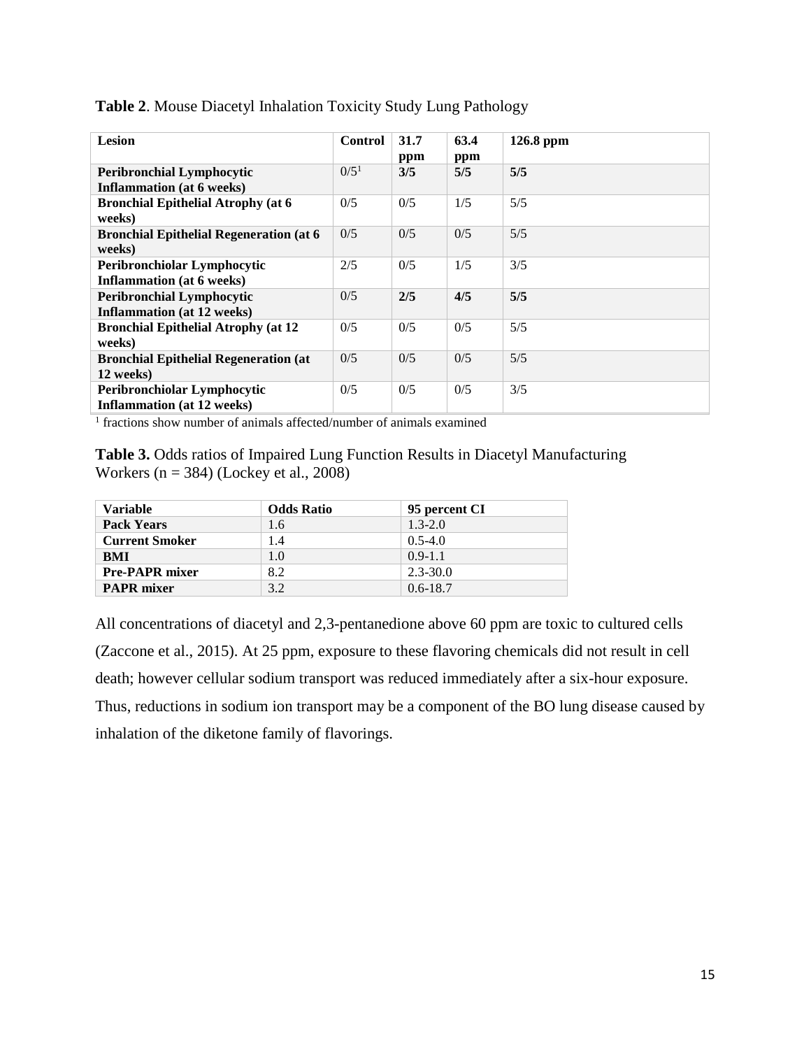**Table 2**. Mouse Diacetyl Inhalation Toxicity Study Lung Pathology

| Lesion | Control | 31.7 ppm | 63.4 ppm | 126.8 ppm |
|---|---|---|---|---|
| **Peribronchial Lymphocytic Inflammation (at 6 weeks)** | 0/5[1] | **3/5** | **5/5** | **5/5** |
| **Bronchial Epithelial Atrophy (at 6 weeks)** | 0/5 | 0/5 | 1/5 | 5/5 |
| **Bronchial Epithelial Regeneration (at 6 weeks)** | 0/5 | 0/5 | 0/5 | 5/5 |
| **Peribronchiolar Lymphocytic Inflammation (at 6 weeks)** | 2/5 | 0/5 | 1/5 | 3/5 |
| **Peribronchial Lymphocytic Inflammation (at 12 weeks)** | 0/5 | **2/5** | **4/5** | **5/5** |
| **Bronchial Epithelial Atrophy (at 12 weeks)** | 0/5 | 0/5 | 0/5 | 5/5 |
| **Bronchial Epithelial Regeneration (at 12 weeks)** | 0/5 | 0/5 | 0/5 | 5/5 |
| **Peribronchiolar Lymphocytic Inflammation (at 12 weeks)** | 0/5 | 0/5 | 0/5 | 3/5 |

[1] fractions show number of animals affected/number of animals examined

**Table 3.** Odds ratios of Impaired Lung Function Results in Diacetyl Manufacturing Workers (n = 384) (Lockey et al., 2008)

| Variable | Odds Ratio | 95 percent CI |
|---|---|---|
| **Pack Years** | 1.6 | 1.3-2.0 |
| **Current Smoker** | 1.4 | 0.5-4.0 |
| **BMI** | 1.0 | 0.9-1.1 |
| **Pre-PAPR mixer** | 8.2 | 2.3-30.0 |
| **PAPR mixer** | 3.2 | 0.6-18.7 |

All concentrations of diacetyl and 2,3-pentanedione above 60 ppm are toxic to cultured cells (Zaccone et al., 2015). At 25 ppm, exposure to these flavoring chemicals did not result in cell death; however cellular sodium transport was reduced immediately after a six-hour exposure. Thus, reductions in sodium ion transport may be a component of the BO lung disease caused by inhalation of the diketone family of flavorings.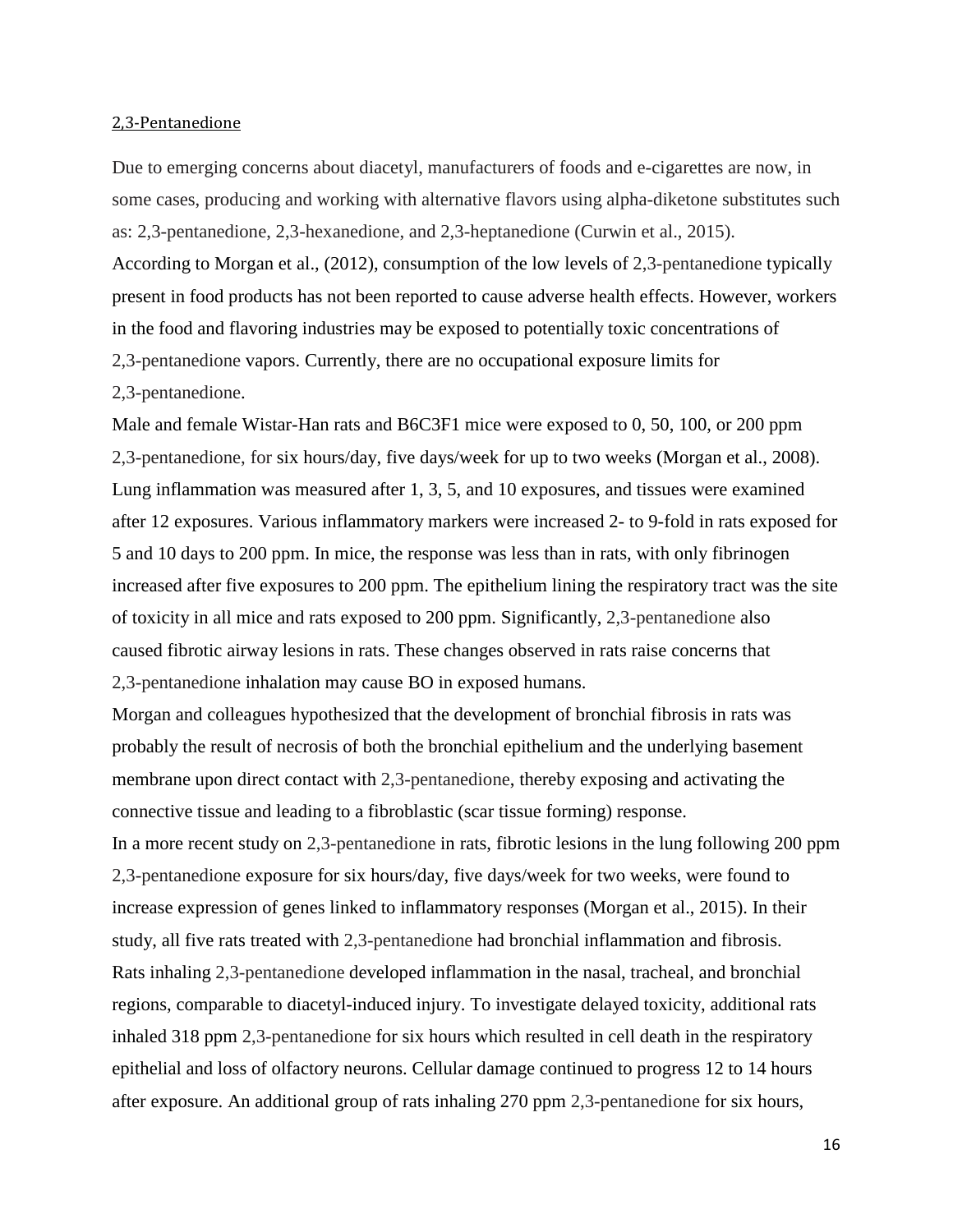## 2,3-Pentanedione

Due to emerging concerns about diacetyl, manufacturers of foods and e-cigarettes are now, in some cases, producing and working with alternative flavors using alpha-diketone substitutes such as: 2,3-pentanedione, 2,3-hexanedione, and 2,3-heptanedione (Curwin et al., 2015).

According to Morgan et al., (2012), consumption of the low levels of 2,3-pentanedione typically present in food products has not been reported to cause adverse health effects. However, workers in the food and flavoring industries may be exposed to potentially toxic concentrations of 2,3-pentanedione vapors. Currently, there are no occupational exposure limits for 2,3-pentanedione.

Male and female Wistar-Han rats and B6C3F1 mice were exposed to 0, 50, 100, or 200 ppm 2,3-pentanedione, for six hours/day, five days/week for up to two weeks (Morgan et al., 2008). Lung inflammation was measured after 1, 3, 5, and 10 exposures, and tissues were examined after 12 exposures. Various inflammatory markers were increased 2- to 9-fold in rats exposed for 5 and 10 days to 200 ppm. In mice, the response was less than in rats, with only fibrinogen increased after five exposures to 200 ppm. The epithelium lining the respiratory tract was the site of toxicity in all mice and rats exposed to 200 ppm. Significantly, 2,3-pentanedione also caused fibrotic airway lesions in rats. These changes observed in rats raise concerns that 2,3-pentanedione inhalation may cause BO in exposed humans.

Morgan and colleagues hypothesized that the development of bronchial fibrosis in rats was probably the result of necrosis of both the bronchial epithelium and the underlying basement membrane upon direct contact with 2,3-pentanedione, thereby exposing and activating the connective tissue and leading to a fibroblastic (scar tissue forming) response.

In a more recent study on 2,3-pentanedione in rats, fibrotic lesions in the lung following 200 ppm 2,3-pentanedione exposure for six hours/day, five days/week for two weeks, were found to increase expression of genes linked to inflammatory responses (Morgan et al., 2015). In their study, all five rats treated with 2,3-pentanedione had bronchial inflammation and fibrosis.

Rats inhaling 2,3-pentanedione developed inflammation in the nasal, tracheal, and bronchial regions, comparable to diacetyl-induced injury. To investigate delayed toxicity, additional rats inhaled 318 ppm 2,3-pentanedione for six hours which resulted in cell death in the respiratory epithelial and loss of olfactory neurons. Cellular damage continued to progress 12 to 14 hours after exposure. An additional group of rats inhaling 270 ppm 2,3-pentanedione for six hours,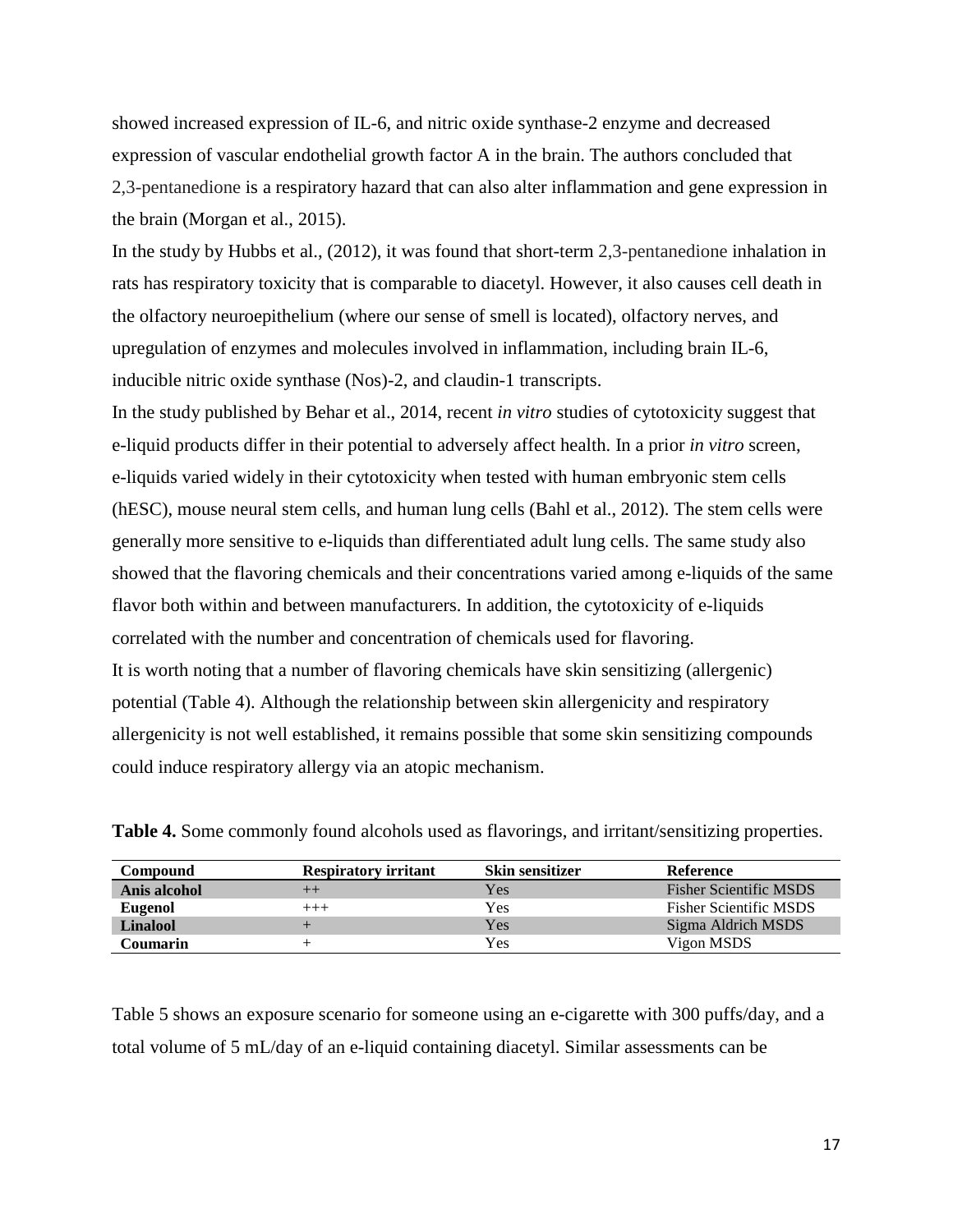showed increased expression of IL-6, and nitric oxide synthase-2 enzyme and decreased expression of vascular endothelial growth factor A in the brain. The authors concluded that 2,3-pentanedione is a respiratory hazard that can also alter inflammation and gene expression in the brain (Morgan et al., 2015).

In the study by Hubbs et al., (2012), it was found that short-term 2,3-pentanedione inhalation in rats has respiratory toxicity that is comparable to diacetyl. However, it also causes cell death in the olfactory neuroepithelium (where our sense of smell is located), olfactory nerves, and upregulation of enzymes and molecules involved in inflammation, including brain IL-6, inducible nitric oxide synthase (Nos)-2, and claudin-1 transcripts.

In the study published by Behar et al., 2014, recent *in vitro* studies of cytotoxicity suggest that e-liquid products differ in their potential to adversely affect health. In a prior *in vitro* screen, e-liquids varied widely in their cytotoxicity when tested with human embryonic stem cells (hESC), mouse neural stem cells, and human lung cells (Bahl et al., 2012). The stem cells were generally more sensitive to e-liquids than differentiated adult lung cells. The same study also showed that the flavoring chemicals and their concentrations varied among e-liquids of the same flavor both within and between manufacturers. In addition, the cytotoxicity of e-liquids correlated with the number and concentration of chemicals used for flavoring.

It is worth noting that a number of flavoring chemicals have skin sensitizing (allergenic) potential (Table 4). Although the relationship between skin allergenicity and respiratory allergenicity is not well established, it remains possible that some skin sensitizing compounds could induce respiratory allergy via an atopic mechanism.

**Table 4.** Some commonly found alcohols used as flavorings, and irritant/sensitizing properties.

| Compound | Respiratory irritant | Skin sensitizer | Reference |
|---|---|---|---|
| **Anis alcohol** | ++ | Yes | Fisher Scientific MSDS |
| **Eugenol** | +++ | Yes | Fisher Scientific MSDS |
| **Linalool** | + | Yes | Sigma Aldrich MSDS |
| **Coumarin** | + | Yes | Vigon MSDS |

Table 5 shows an exposure scenario for someone using an e-cigarette with 300 puffs/day, and a total volume of 5 mL/day of an e-liquid containing diacetyl. Similar assessments can be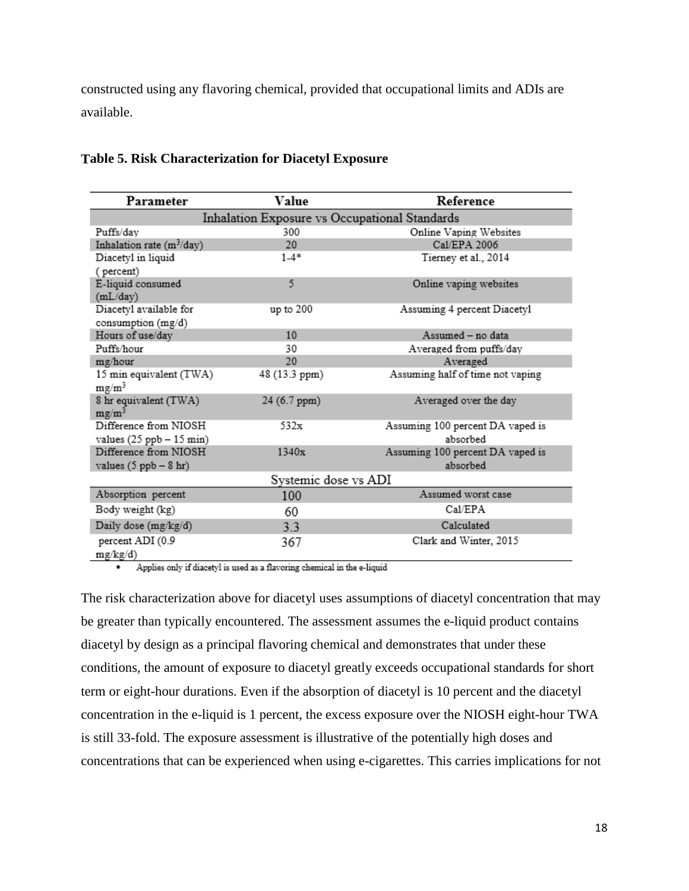constructed using any flavoring chemical, provided that occupational limits and ADIs are available.

**Table 5. Risk Characterization for Diacetyl Exposure**

| Parameter | Value | Reference |
|---|---|---|
| Inhalation Exposure vs Occupational Standards | | |
| Puffs/day | 300 | Online Vaping Websites |
| Inhalation rate ($m^3$/day) | 20 | Cal/EPA 2006 |
| Diacetyl in liquid (percent) | 1-4* | Tierney et al., 2014 |
| E-liquid consumed (mL/day) | 5 | Online vaping websites |
| Diacetyl available for consumption (mg/d) | up to 200 | Assuming 4 percent Diacetyl |
| Hours of use/day | 10 | Assumed – no data |
| Puffs/hour | 30 | Averaged from puffs/day |
| mg/hour | 20 | Averaged |
| 15 min equivalent (TWA) $mg/m^3$ | 48 (13.3 ppm) | Assuming half of time not vaping |
| 8 hr equivalent (TWA) $mg/m^3$ | 24 (6.7 ppm) | Averaged over the day |
| Difference from NIOSH values (25 ppb – 15 min) | 532x | Assuming 100 percent DA vaped is absorbed |
| Difference from NIOSH values (5 ppb – 8 hr) | 1340x | Assuming 100 percent DA vaped is absorbed |
| Systemic dose vs ADI | | |
| Absorption percent | 100 | Assumed worst case |
| Body weight (kg) | 60 | Cal/EPA |
| Daily dose (mg/kg/d) | 3.3 | Calculated |
| percent ADI (0.9 mg/kg/d) | 367 | Clark and Winter, 2015 |

- Applies only if diacetyl is used as a flavoring chemical in the e-liquid

The risk characterization above for diacetyl uses assumptions of diacetyl concentration that may be greater than typically encountered. The assessment assumes the e-liquid product contains diacetyl by design as a principal flavoring chemical and demonstrates that under these conditions, the amount of exposure to diacetyl greatly exceeds occupational standards for short term or eight-hour durations. Even if the absorption of diacetyl is 10 percent and the diacetyl concentration in the e-liquid is 1 percent, the excess exposure over the NIOSH eight-hour TWA is still 33-fold. The exposure assessment is illustrative of the potentially high doses and concentrations that can be experienced when using e-cigarettes. This carries implications for not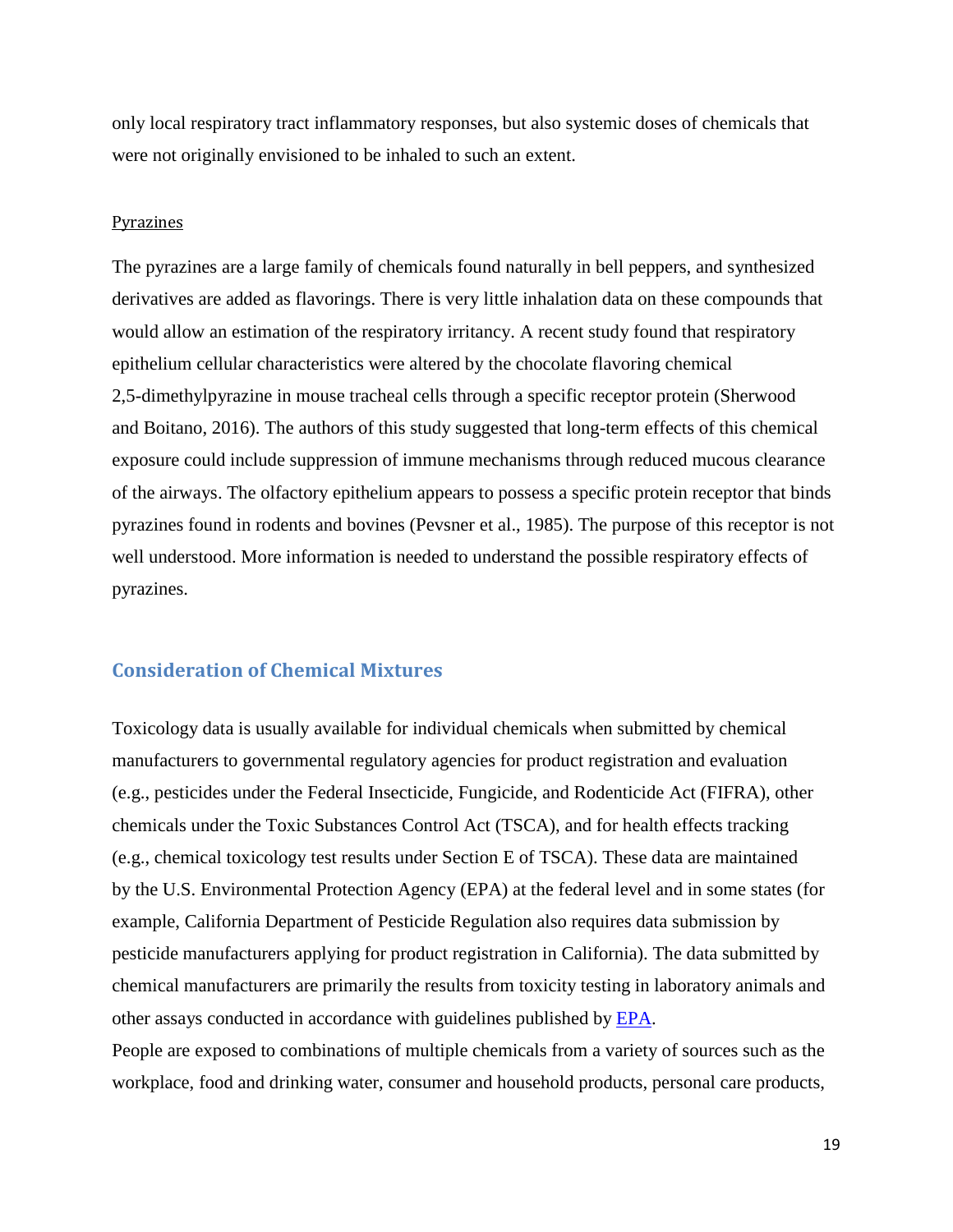only local respiratory tract inflammatory responses, but also systemic doses of chemicals that were not originally envisioned to be inhaled to such an extent.

### Pyrazines

The pyrazines are a large family of chemicals found naturally in bell peppers, and synthesized derivatives are added as flavorings. There is very little inhalation data on these compounds that would allow an estimation of the respiratory irritancy. A recent study found that respiratory epithelium cellular characteristics were altered by the chocolate flavoring chemical 2,5-dimethylpyrazine in mouse tracheal cells through a specific receptor protein (Sherwood and Boitano, 2016). The authors of this study suggested that long-term effects of this chemical exposure could include suppression of immune mechanisms through reduced mucous clearance of the airways. The olfactory epithelium appears to possess a specific protein receptor that binds pyrazines found in rodents and bovines (Pevsner et al., 1985). The purpose of this receptor is not well understood. More information is needed to understand the possible respiratory effects of pyrazines.

## Consideration of Chemical Mixtures

Toxicology data is usually available for individual chemicals when submitted by chemical manufacturers to governmental regulatory agencies for product registration and evaluation (e.g., pesticides under the Federal Insecticide, Fungicide, and Rodenticide Act (FIFRA), other chemicals under the Toxic Substances Control Act (TSCA), and for health effects tracking (e.g., chemical toxicology test results under Section E of TSCA). These data are maintained by the U.S. Environmental Protection Agency (EPA) at the federal level and in some states (for example, California Department of Pesticide Regulation also requires data submission by pesticide manufacturers applying for product registration in California). The data submitted by chemical manufacturers are primarily the results from toxicity testing in laboratory animals and other assays conducted in accordance with guidelines published by EPA.

People are exposed to combinations of multiple chemicals from a variety of sources such as the workplace, food and drinking water, consumer and household products, personal care products,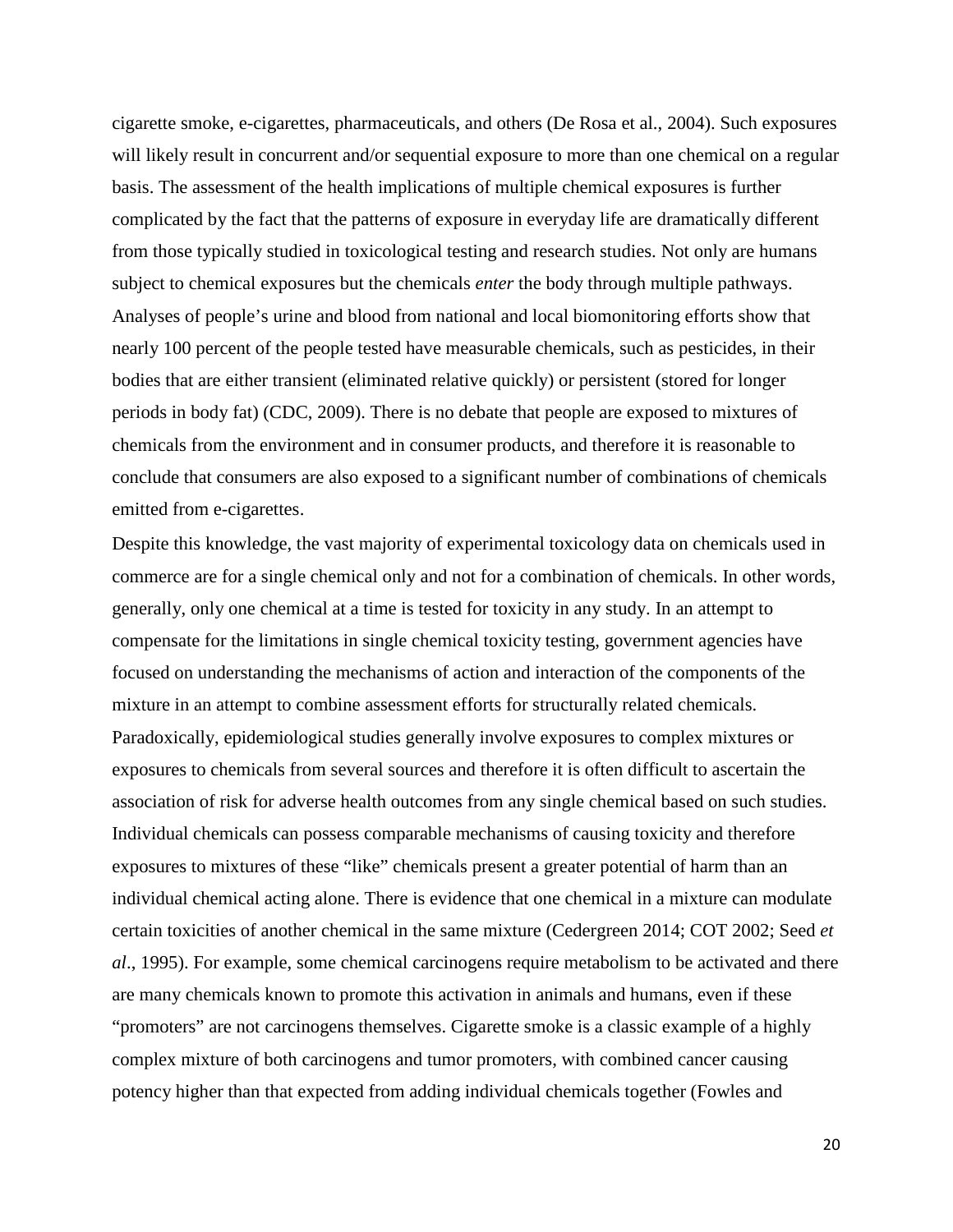cigarette smoke, e-cigarettes, pharmaceuticals, and others (De Rosa et al., 2004). Such exposures will likely result in concurrent and/or sequential exposure to more than one chemical on a regular basis. The assessment of the health implications of multiple chemical exposures is further complicated by the fact that the patterns of exposure in everyday life are dramatically different from those typically studied in toxicological testing and research studies. Not only are humans subject to chemical exposures but the chemicals *enter* the body through multiple pathways. Analyses of people's urine and blood from national and local biomonitoring efforts show that nearly 100 percent of the people tested have measurable chemicals, such as pesticides, in their bodies that are either transient (eliminated relative quickly) or persistent (stored for longer periods in body fat) (CDC, 2009). There is no debate that people are exposed to mixtures of chemicals from the environment and in consumer products, and therefore it is reasonable to conclude that consumers are also exposed to a significant number of combinations of chemicals emitted from e-cigarettes.

Despite this knowledge, the vast majority of experimental toxicology data on chemicals used in commerce are for a single chemical only and not for a combination of chemicals. In other words, generally, only one chemical at a time is tested for toxicity in any study. In an attempt to compensate for the limitations in single chemical toxicity testing, government agencies have focused on understanding the mechanisms of action and interaction of the components of the mixture in an attempt to combine assessment efforts for structurally related chemicals. Paradoxically, epidemiological studies generally involve exposures to complex mixtures or exposures to chemicals from several sources and therefore it is often difficult to ascertain the association of risk for adverse health outcomes from any single chemical based on such studies. Individual chemicals can possess comparable mechanisms of causing toxicity and therefore exposures to mixtures of these "like" chemicals present a greater potential of harm than an individual chemical acting alone. There is evidence that one chemical in a mixture can modulate certain toxicities of another chemical in the same mixture (Cedergreen 2014; COT 2002; Seed *et al*., 1995). For example, some chemical carcinogens require metabolism to be activated and there are many chemicals known to promote this activation in animals and humans, even if these "promoters" are not carcinogens themselves. Cigarette smoke is a classic example of a highly complex mixture of both carcinogens and tumor promoters, with combined cancer causing potency higher than that expected from adding individual chemicals together (Fowles and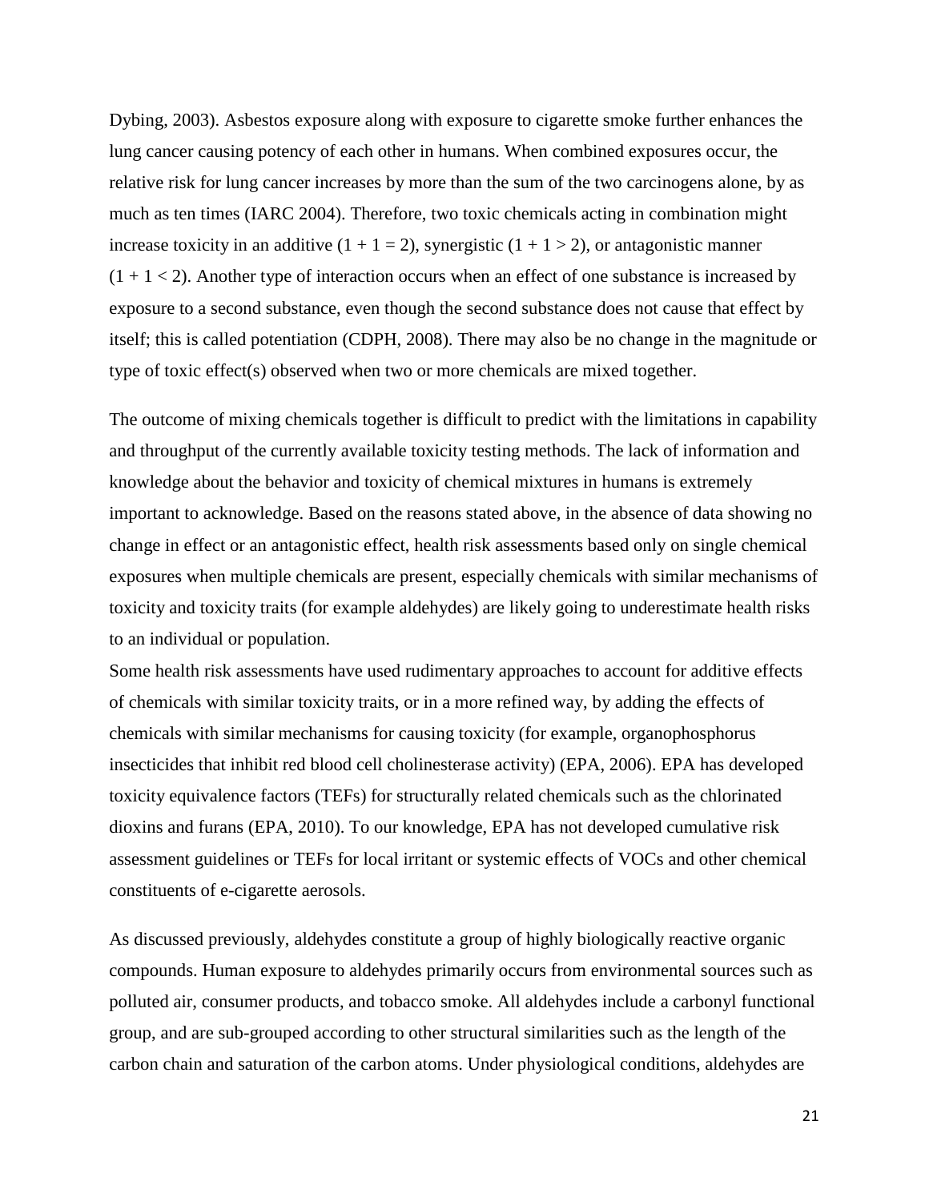Dybing, 2003). Asbestos exposure along with exposure to cigarette smoke further enhances the lung cancer causing potency of each other in humans. When combined exposures occur, the relative risk for lung cancer increases by more than the sum of the two carcinogens alone, by as much as ten times (IARC 2004). Therefore, two toxic chemicals acting in combination might increase toxicity in an additive ($1 + 1 = 2$), synergistic ($1 + 1 > 2$), or antagonistic manner ($1 + 1 < 2$). Another type of interaction occurs when an effect of one substance is increased by exposure to a second substance, even though the second substance does not cause that effect by itself; this is called potentiation (CDPH, 2008). There may also be no change in the magnitude or type of toxic effect(s) observed when two or more chemicals are mixed together.

The outcome of mixing chemicals together is difficult to predict with the limitations in capability and throughput of the currently available toxicity testing methods. The lack of information and knowledge about the behavior and toxicity of chemical mixtures in humans is extremely important to acknowledge. Based on the reasons stated above, in the absence of data showing no change in effect or an antagonistic effect, health risk assessments based only on single chemical exposures when multiple chemicals are present, especially chemicals with similar mechanisms of toxicity and toxicity traits (for example aldehydes) are likely going to underestimate health risks to an individual or population.

Some health risk assessments have used rudimentary approaches to account for additive effects of chemicals with similar toxicity traits, or in a more refined way, by adding the effects of chemicals with similar mechanisms for causing toxicity (for example, organophosphorus insecticides that inhibit red blood cell cholinesterase activity) (EPA, 2006). EPA has developed toxicity equivalence factors (TEFs) for structurally related chemicals such as the chlorinated dioxins and furans (EPA, 2010). To our knowledge, EPA has not developed cumulative risk assessment guidelines or TEFs for local irritant or systemic effects of VOCs and other chemical constituents of e-cigarette aerosols.

As discussed previously, aldehydes constitute a group of highly biologically reactive organic compounds. Human exposure to aldehydes primarily occurs from environmental sources such as polluted air, consumer products, and tobacco smoke. All aldehydes include a carbonyl functional group, and are sub-grouped according to other structural similarities such as the length of the carbon chain and saturation of the carbon atoms. Under physiological conditions, aldehydes are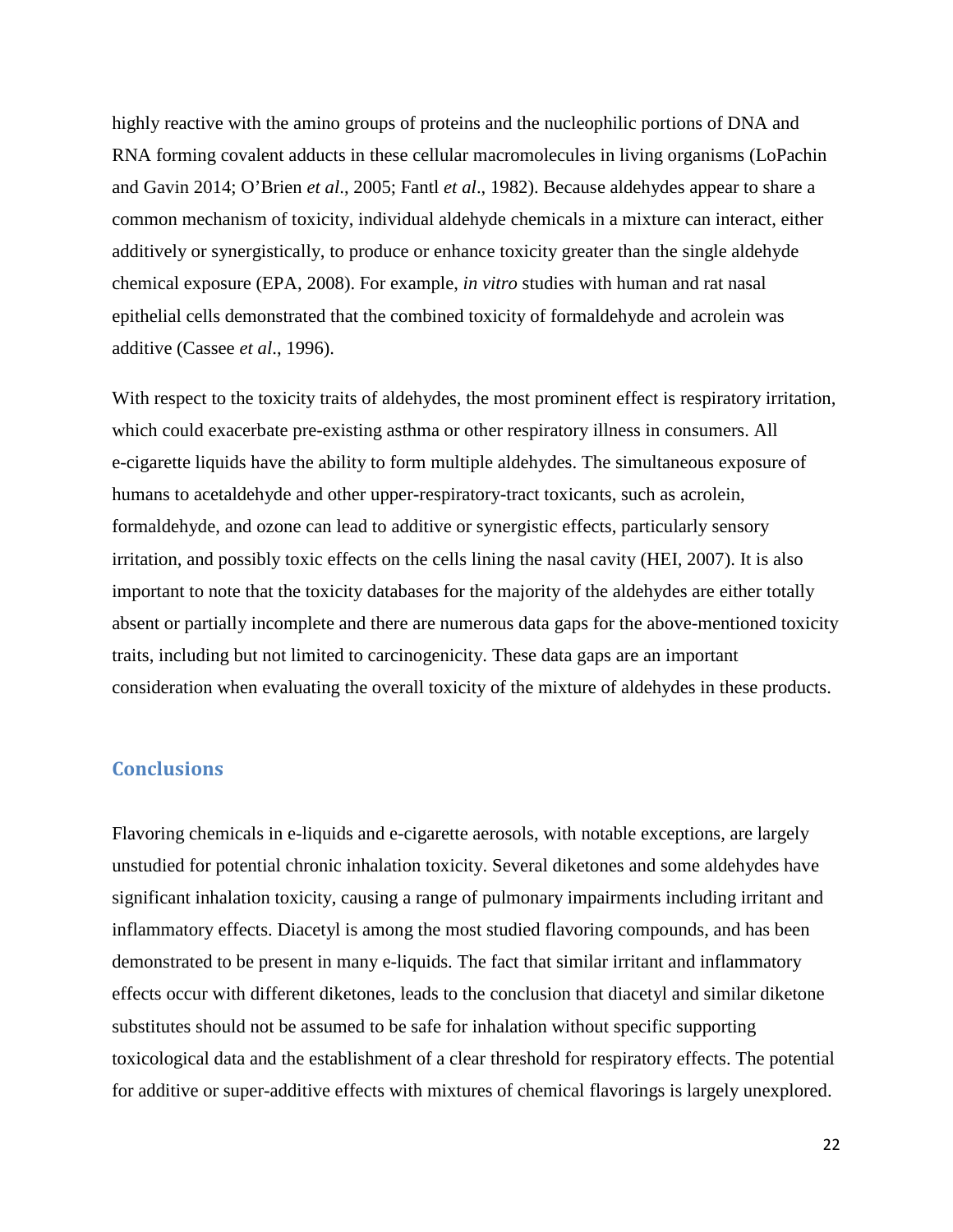highly reactive with the amino groups of proteins and the nucleophilic portions of DNA and RNA forming covalent adducts in these cellular macromolecules in living organisms (LoPachin and Gavin 2014; O'Brien *et al*., 2005; Fantl *et al*., 1982). Because aldehydes appear to share a common mechanism of toxicity, individual aldehyde chemicals in a mixture can interact, either additively or synergistically, to produce or enhance toxicity greater than the single aldehyde chemical exposure (EPA, 2008). For example, *in vitro* studies with human and rat nasal epithelial cells demonstrated that the combined toxicity of formaldehyde and acrolein was additive (Cassee *et al*., 1996).

With respect to the toxicity traits of aldehydes, the most prominent effect is respiratory irritation, which could exacerbate pre-existing asthma or other respiratory illness in consumers. All e-cigarette liquids have the ability to form multiple aldehydes. The simultaneous exposure of humans to acetaldehyde and other upper-respiratory-tract toxicants, such as acrolein, formaldehyde, and ozone can lead to additive or synergistic effects, particularly sensory irritation, and possibly toxic effects on the cells lining the nasal cavity (HEI, 2007). It is also important to note that the toxicity databases for the majority of the aldehydes are either totally absent or partially incomplete and there are numerous data gaps for the above-mentioned toxicity traits, including but not limited to carcinogenicity. These data gaps are an important consideration when evaluating the overall toxicity of the mixture of aldehydes in these products.

## Conclusions

Flavoring chemicals in e-liquids and e-cigarette aerosols, with notable exceptions, are largely unstudied for potential chronic inhalation toxicity. Several diketones and some aldehydes have significant inhalation toxicity, causing a range of pulmonary impairments including irritant and inflammatory effects. Diacetyl is among the most studied flavoring compounds, and has been demonstrated to be present in many e-liquids. The fact that similar irritant and inflammatory effects occur with different diketones, leads to the conclusion that diacetyl and similar diketone substitutes should not be assumed to be safe for inhalation without specific supporting toxicological data and the establishment of a clear threshold for respiratory effects. The potential for additive or super-additive effects with mixtures of chemical flavorings is largely unexplored.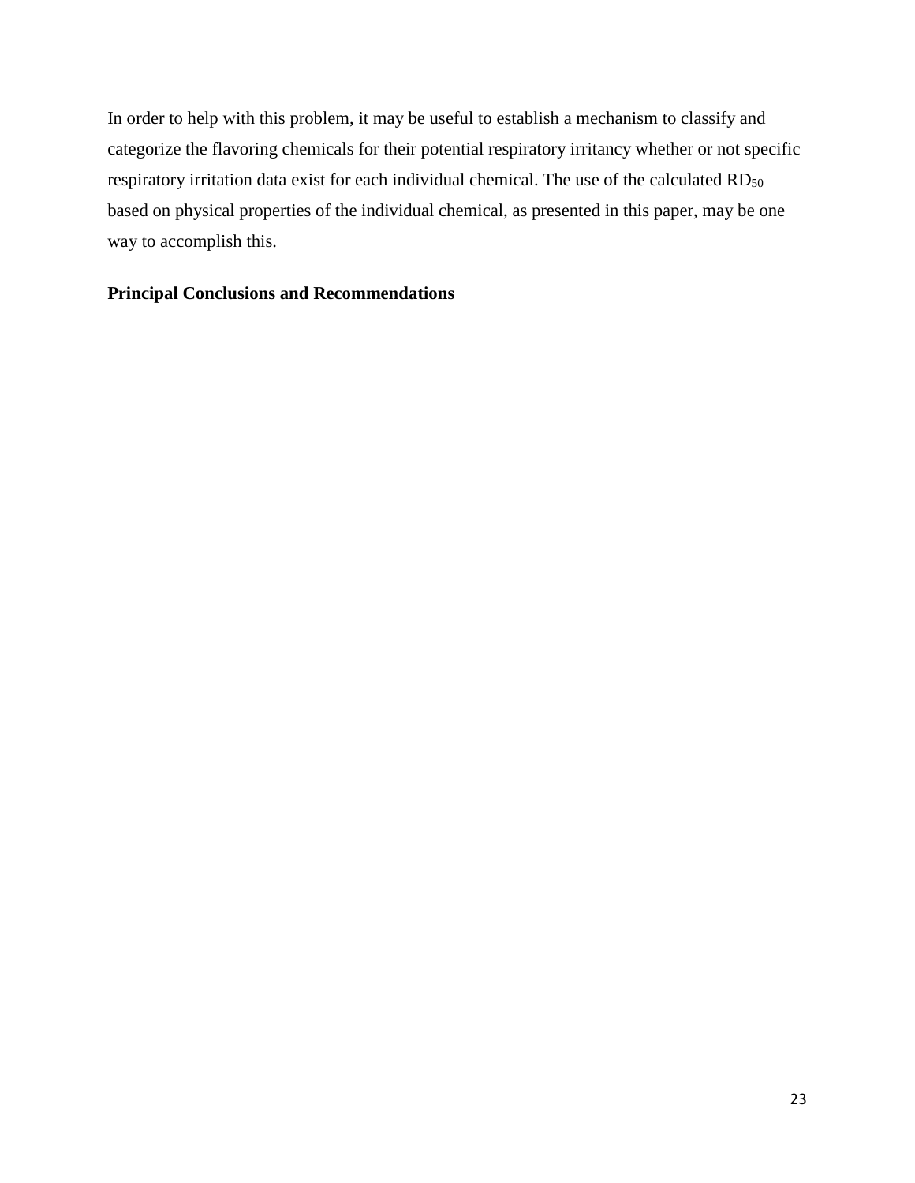In order to help with this problem, it may be useful to establish a mechanism to classify and categorize the flavoring chemicals for their potential respiratory irritancy whether or not specific respiratory irritation data exist for each individual chemical. The use of the calculated $RD_{50}$ based on physical properties of the individual chemical, as presented in this paper, may be one way to accomplish this.

## Principal Conclusions and Recommendations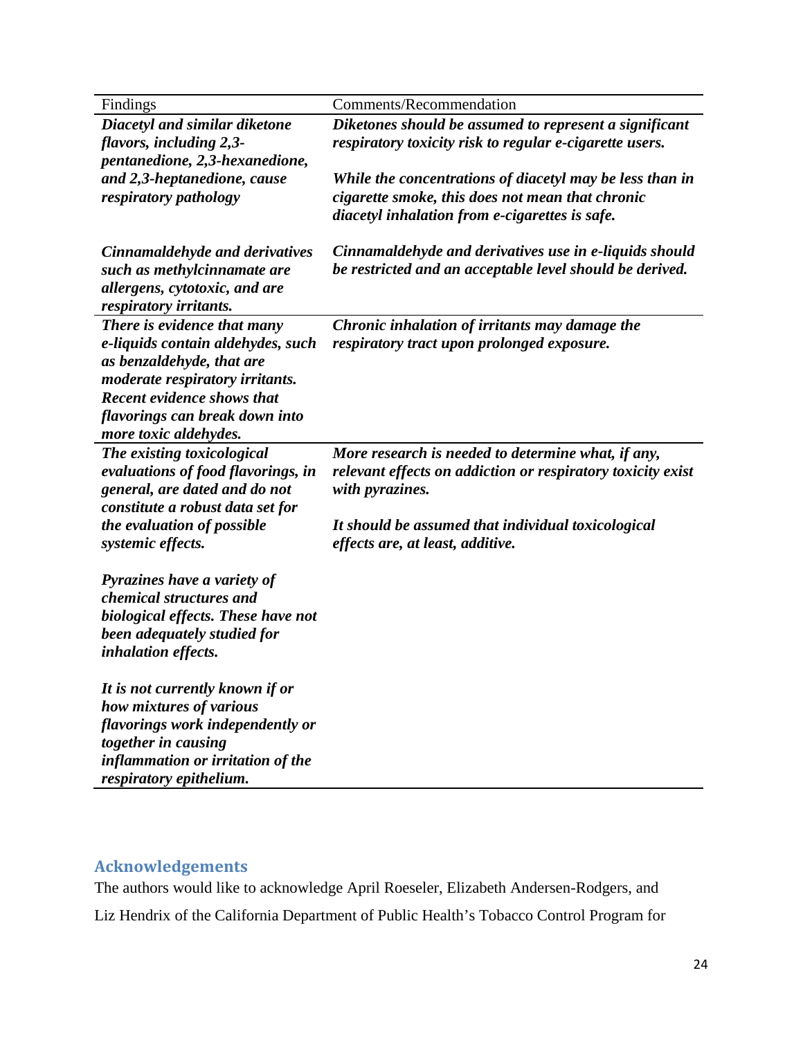| Findings | Comments/Recommendation |
| --- | --- |
| ***Diacetyl and similar diketone flavors, including 2,3-pentanedione, 2,3-hexanedione, and 2,3-heptanedione, cause respiratory pathology*** | ***Diketones should be assumed to represent a significant respiratory toxicity risk to regular e-cigarette users.*** <br><br> ***While the concentrations of diacetyl may be less than in cigarette smoke, this does not mean that chronic diacetyl inhalation from e-cigarettes is safe.*** |
| ***Cinnamaldehyde and derivatives such as methylcinnamate are allergens, cytotoxic, and are respiratory irritants.*** | ***Cinnamaldehyde and derivatives use in e-liquids should be restricted and an acceptable level should be derived.*** |
| ***There is evidence that many e-liquids contain aldehydes, such as benzaldehyde, that are moderate respiratory irritants. Recent evidence shows that flavorings can break down into more toxic aldehydes.*** | ***Chronic inhalation of irritants may damage the respiratory tract upon prolonged exposure.*** |
| ***The existing toxicological evaluations of food flavorings, in general, are dated and do not constitute a robust data set for the evaluation of possible systemic effects.*** <br><br> ***Pyrazines have a variety of chemical structures and biological effects. These have not been adequately studied for inhalation effects.*** <br><br> ***It is not currently known if or how mixtures of various flavorings work independently or together in causing inflammation or irritation of the respiratory epithelium.*** | ***More research is needed to determine what, if any, relevant effects on addiction or respiratory toxicity exist with pyrazines.*** <br><br> ***It should be assumed that individual toxicological effects are, at least, additive.*** |

## Acknowledgements

The authors would like to acknowledge April Roeseler, Elizabeth Andersen-Rodgers, and Liz Hendrix of the California Department of Public Health's Tobacco Control Program for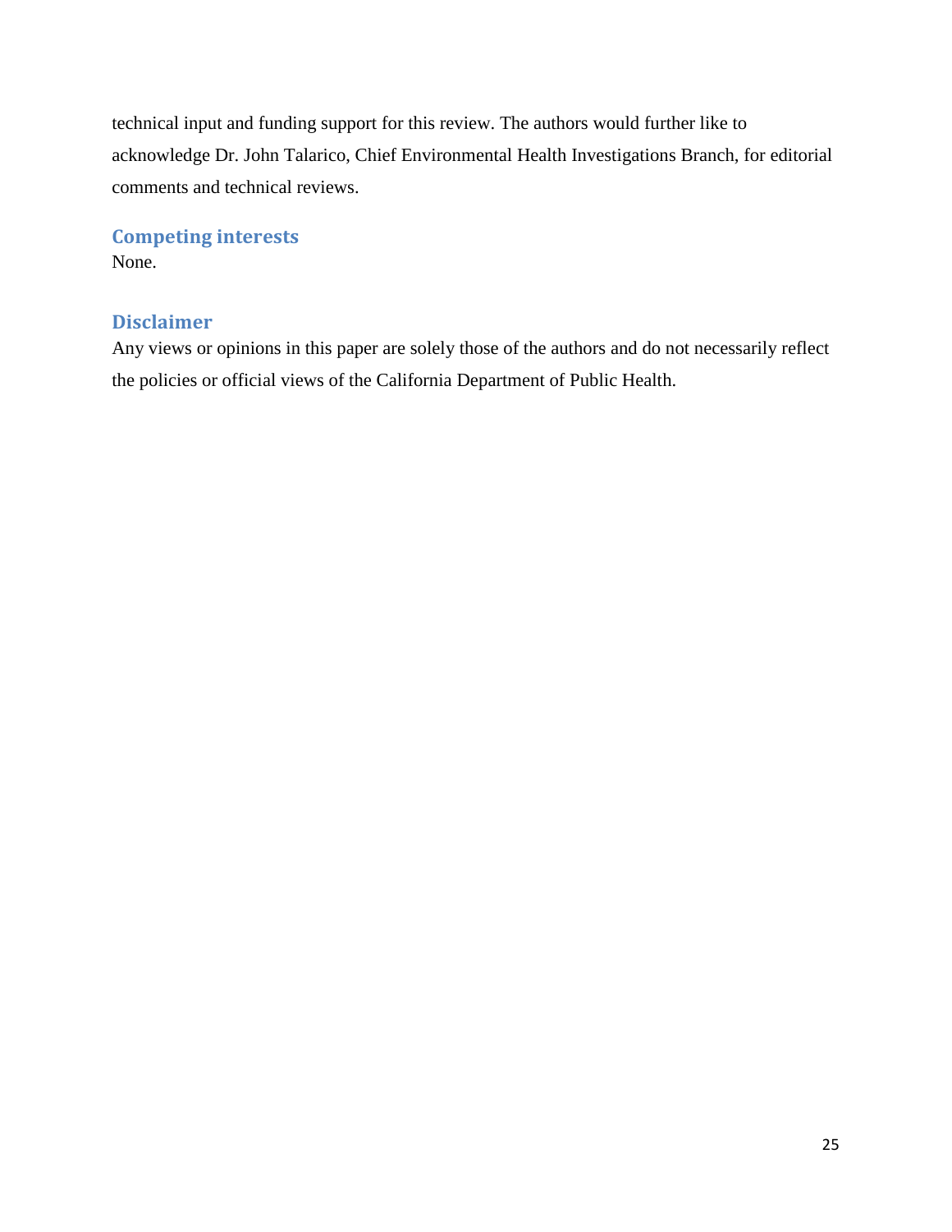technical input and funding support for this review. The authors would further like to acknowledge Dr. John Talarico, Chief Environmental Health Investigations Branch, for editorial comments and technical reviews.

## Competing interests

None.

## Disclaimer

Any views or opinions in this paper are solely those of the authors and do not necessarily reflect the policies or official views of the California Department of Public Health.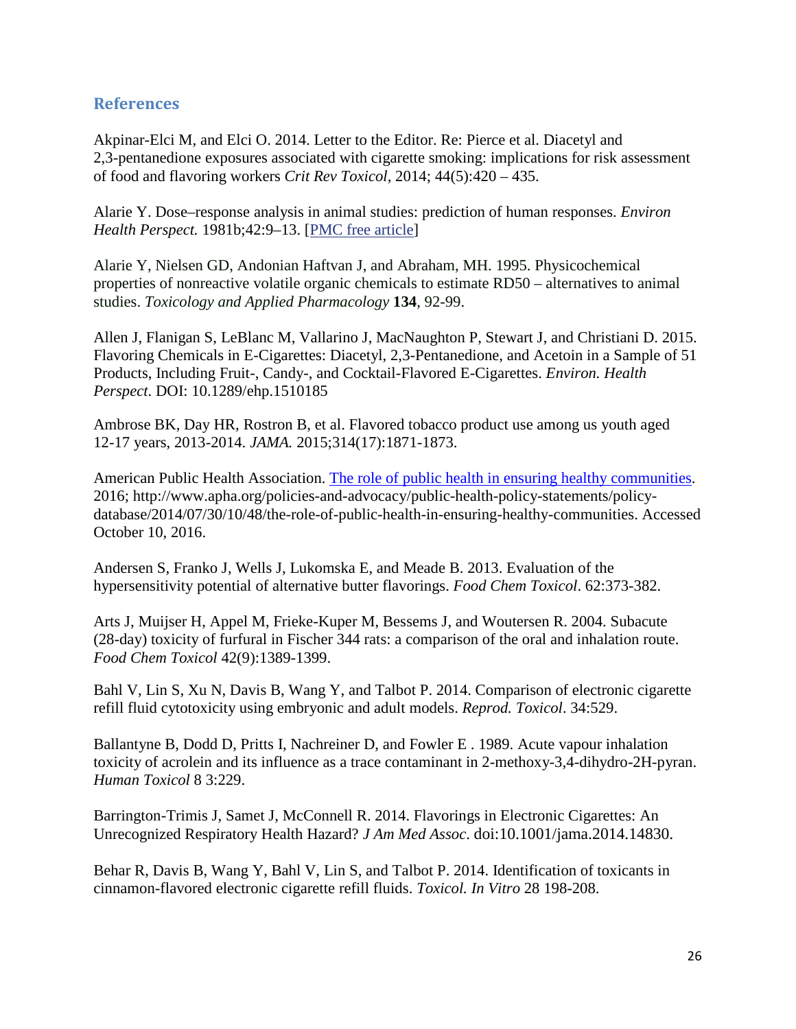## References

Akpinar-Elci M, and Elci O. 2014. Letter to the Editor. Re: Pierce et al. Diacetyl and 2,3-pentanedione exposures associated with cigarette smoking: implications for risk assessment of food and flavoring workers *Crit Rev Toxicol*, 2014; 44(5):420 – 435.

Alarie Y. Dose–response analysis in animal studies: prediction of human responses. *Environ Health Perspect.* 1981b;42:9–13. [PMC free article]

Alarie Y, Nielsen GD, Andonian Haftvan J, and Abraham, MH. 1995. Physicochemical properties of nonreactive volatile organic chemicals to estimate RD50 – alternatives to animal studies. *Toxicology and Applied Pharmacology* **134**, 92-99.

Allen J, Flanigan S, LeBlanc M, Vallarino J, MacNaughton P, Stewart J, and Christiani D. 2015. Flavoring Chemicals in E-Cigarettes: Diacetyl, 2,3-Pentanedione, and Acetoin in a Sample of 51 Products, Including Fruit-, Candy-, and Cocktail-Flavored E-Cigarettes. *Environ. Health Perspect*. DOI: 10.1289/ehp.1510185

Ambrose BK, Day HR, Rostron B, et al. Flavored tobacco product use among us youth aged 12-17 years, 2013-2014. *JAMA.* 2015;314(17):1871-1873.

American Public Health Association. The role of public health in ensuring healthy communities. 2016; http://www.apha.org/policies-and-advocacy/public-health-policy-statements/policy-database/2014/07/30/10/48/the-role-of-public-health-in-ensuring-healthy-communities. Accessed October 10, 2016.

Andersen S, Franko J, Wells J, Lukomska E, and Meade B. 2013. Evaluation of the hypersensitivity potential of alternative butter flavorings. *Food Chem Toxicol*. 62:373-382.

Arts J, Muijser H, Appel M, Frieke-Kuper M, Bessems J, and Woutersen R. 2004. Subacute (28-day) toxicity of furfural in Fischer 344 rats: a comparison of the oral and inhalation route. *Food Chem Toxicol* 42(9):1389-1399.

Bahl V, Lin S, Xu N, Davis B, Wang Y, and Talbot P. 2014. Comparison of electronic cigarette refill fluid cytotoxicity using embryonic and adult models. *Reprod. Toxicol*. 34:529.

Ballantyne B, Dodd D, Pritts I, Nachreiner D, and Fowler E . 1989. Acute vapour inhalation toxicity of acrolein and its influence as a trace contaminant in 2-methoxy-3,4-dihydro-2H-pyran. *Human Toxicol* 8 3:229.

Barrington-Trimis J, Samet J, McConnell R. 2014. Flavorings in Electronic Cigarettes: An Unrecognized Respiratory Health Hazard? *J Am Med Assoc*. doi:10.1001/jama.2014.14830.

Behar R, Davis B, Wang Y, Bahl V, Lin S, and Talbot P. 2014. Identification of toxicants in cinnamon-flavored electronic cigarette refill fluids. *Toxicol. In Vitro* 28 198-208.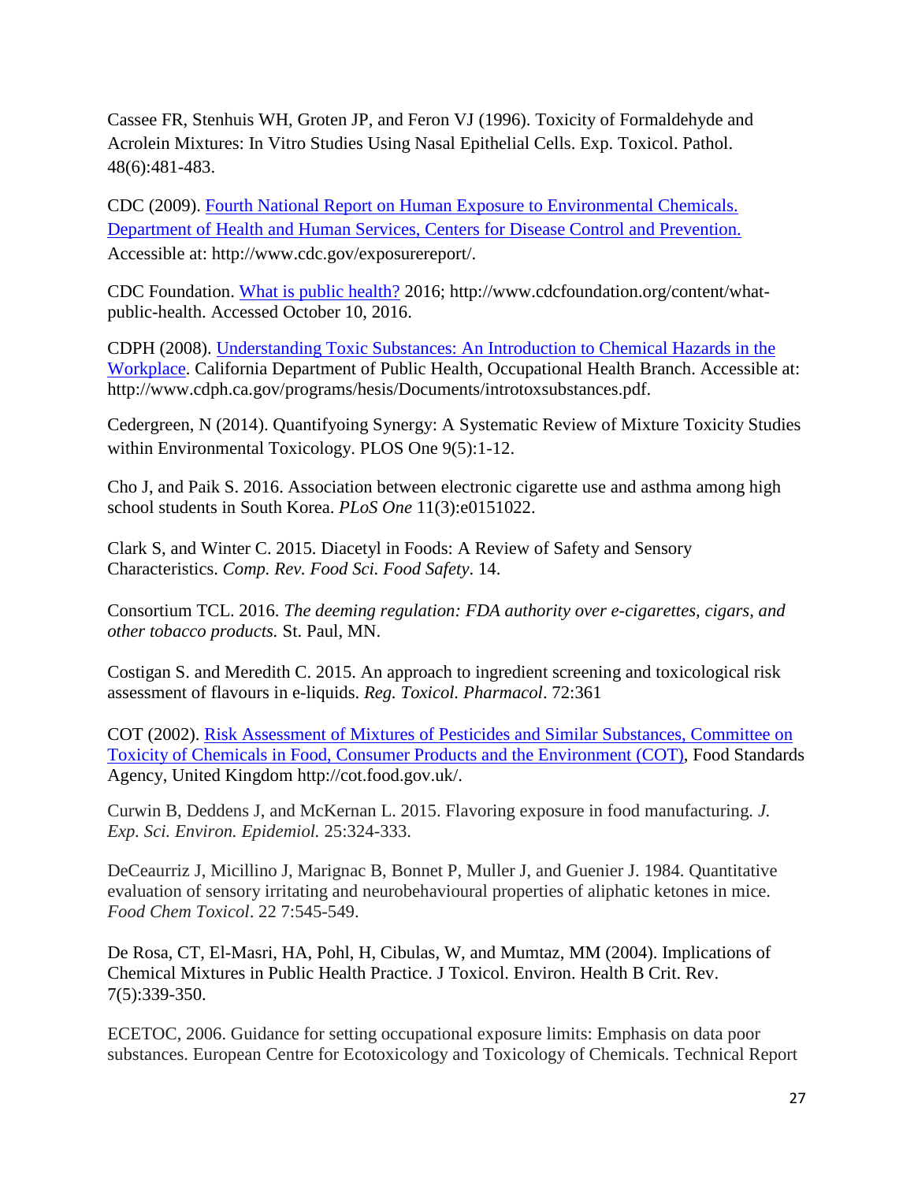Cassee FR, Stenhuis WH, Groten JP, and Feron VJ (1996). Toxicity of Formaldehyde and Acrolein Mixtures: In Vitro Studies Using Nasal Epithelial Cells. Exp. Toxicol. Pathol. 48(6):481-483.

CDC (2009). Fourth National Report on Human Exposure to Environmental Chemicals. Department of Health and Human Services, Centers for Disease Control and Prevention. Accessible at: http://www.cdc.gov/exposurereport/.

CDC Foundation. What is public health? 2016; http://www.cdcfoundation.org/content/what-public-health. Accessed October 10, 2016.

CDPH (2008). Understanding Toxic Substances: An Introduction to Chemical Hazards in the Workplace. California Department of Public Health, Occupational Health Branch. Accessible at: http://www.cdph.ca.gov/programs/hesis/Documents/introtoxsubstances.pdf.

Cedergreen, N (2014). Quantifyoing Synergy: A Systematic Review of Mixture Toxicity Studies within Environmental Toxicology. PLOS One 9(5):1-12.

Cho J, and Paik S. 2016. Association between electronic cigarette use and asthma among high school students in South Korea. *PLoS One* 11(3):e0151022.

Clark S, and Winter C. 2015. Diacetyl in Foods: A Review of Safety and Sensory Characteristics. *Comp. Rev. Food Sci. Food Safety*. 14.

Consortium TCL. 2016. *The deeming regulation: FDA authority over e-cigarettes, cigars, and other tobacco products.* St. Paul, MN.

Costigan S. and Meredith C. 2015. An approach to ingredient screening and toxicological risk assessment of flavours in e-liquids. *Reg. Toxicol. Pharmacol*. 72:361

COT (2002). Risk Assessment of Mixtures of Pesticides and Similar Substances, Committee on Toxicity of Chemicals in Food, Consumer Products and the Environment (COT), Food Standards Agency, United Kingdom http://cot.food.gov.uk/.

Curwin B, Deddens J, and McKernan L. 2015. Flavoring exposure in food manufacturing. *J. Exp. Sci. Environ. Epidemiol.* 25:324-333.

DeCeaurriz J, Micillino J, Marignac B, Bonnet P, Muller J, and Guenier J. 1984. Quantitative evaluation of sensory irritating and neurobehavioural properties of aliphatic ketones in mice. *Food Chem Toxicol*. 22 7:545-549.

De Rosa, CT, El-Masri, HA, Pohl, H, Cibulas, W, and Mumtaz, MM (2004). Implications of Chemical Mixtures in Public Health Practice. J Toxicol. Environ. Health B Crit. Rev. 7(5):339-350.

ECETOC, 2006. Guidance for setting occupational exposure limits: Emphasis on data poor substances. European Centre for Ecotoxicology and Toxicology of Chemicals. Technical Report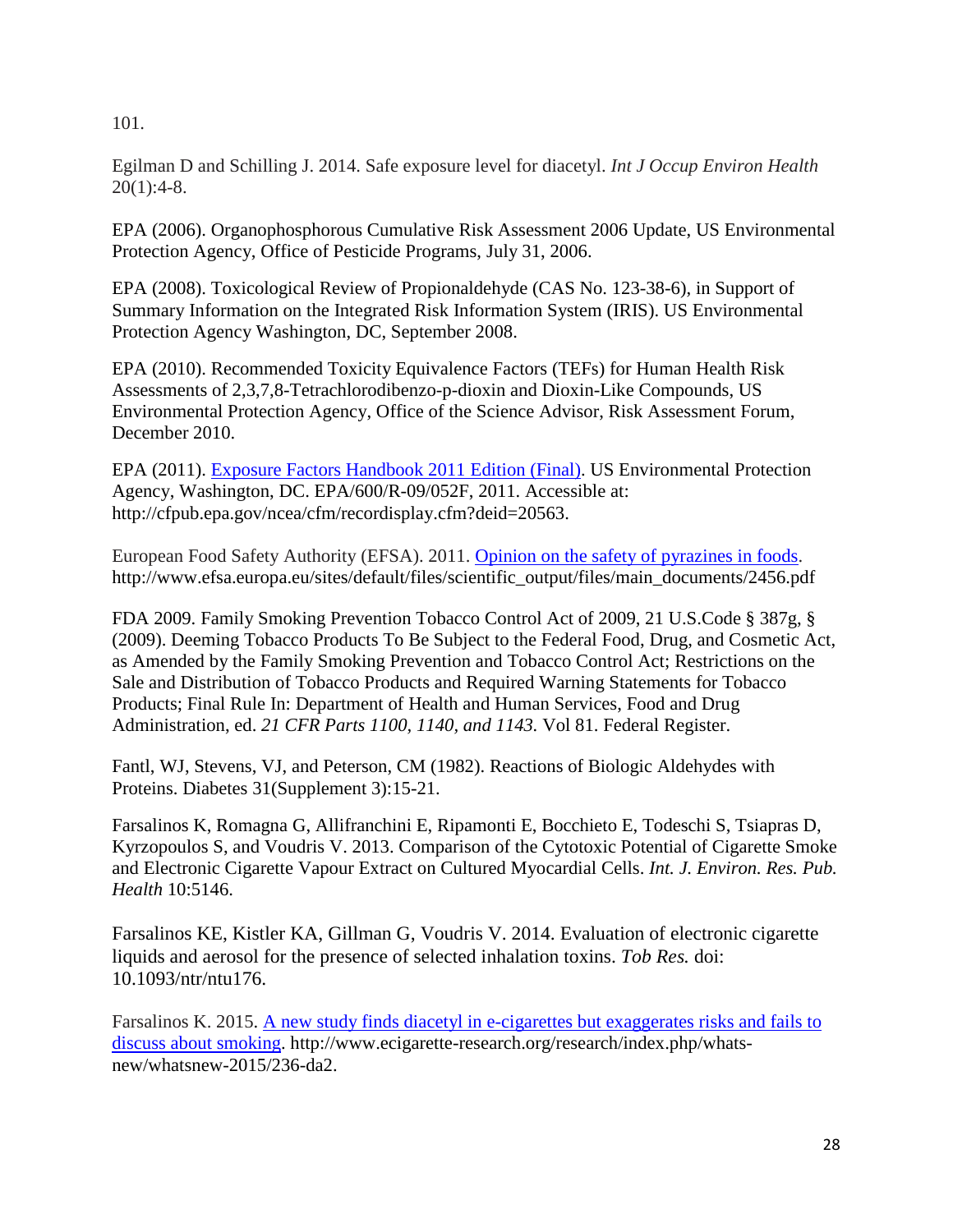101.

Egilman D and Schilling J. 2014. Safe exposure level for diacetyl. *Int J Occup Environ Health* 20(1):4-8.

EPA (2006). Organophosphorous Cumulative Risk Assessment 2006 Update, US Environmental Protection Agency, Office of Pesticide Programs, July 31, 2006.

EPA (2008). Toxicological Review of Propionaldehyde (CAS No. 123-38-6), in Support of Summary Information on the Integrated Risk Information System (IRIS). US Environmental Protection Agency Washington, DC, September 2008.

EPA (2010). Recommended Toxicity Equivalence Factors (TEFs) for Human Health Risk Assessments of 2,3,7,8-Tetrachlorodibenzo-p-dioxin and Dioxin-Like Compounds, US Environmental Protection Agency, Office of the Science Advisor, Risk Assessment Forum, December 2010.

EPA (2011). Exposure Factors Handbook 2011 Edition (Final). US Environmental Protection Agency, Washington, DC. EPA/600/R-09/052F, 2011. Accessible at: http://cfpub.epa.gov/ncea/cfm/recordisplay.cfm?deid=20563.

European Food Safety Authority (EFSA). 2011. Opinion on the safety of pyrazines in foods. http://www.efsa.europa.eu/sites/default/files/scientific_output/files/main_documents/2456.pdf

FDA 2009. Family Smoking Prevention Tobacco Control Act of 2009, 21 U.S.Code § 387g, § (2009). Deeming Tobacco Products To Be Subject to the Federal Food, Drug, and Cosmetic Act, as Amended by the Family Smoking Prevention and Tobacco Control Act; Restrictions on the Sale and Distribution of Tobacco Products and Required Warning Statements for Tobacco Products; Final Rule In: Department of Health and Human Services, Food and Drug Administration, ed. *21 CFR Parts 1100, 1140, and 1143.* Vol 81. Federal Register.

Fantl, WJ, Stevens, VJ, and Peterson, CM (1982). Reactions of Biologic Aldehydes with Proteins. Diabetes 31(Supplement 3):15-21.

Farsalinos K, Romagna G, Allifranchini E, Ripamonti E, Bocchieto E, Todeschi S, Tsiapras D, Kyrzopoulos S, and Voudris V. 2013. Comparison of the Cytotoxic Potential of Cigarette Smoke and Electronic Cigarette Vapour Extract on Cultured Myocardial Cells. *Int. J. Environ. Res. Pub. Health* 10:5146.

Farsalinos KE, Kistler KA, Gillman G, Voudris V. 2014. Evaluation of electronic cigarette liquids and aerosol for the presence of selected inhalation toxins. *Tob Res.* doi: 10.1093/ntr/ntu176.

Farsalinos K. 2015. A new study finds diacetyl in e-cigarettes but exaggerates risks and fails to discuss about smoking. http://www.ecigarette-research.org/research/index.php/whats-new/whatsnew-2015/236-da2.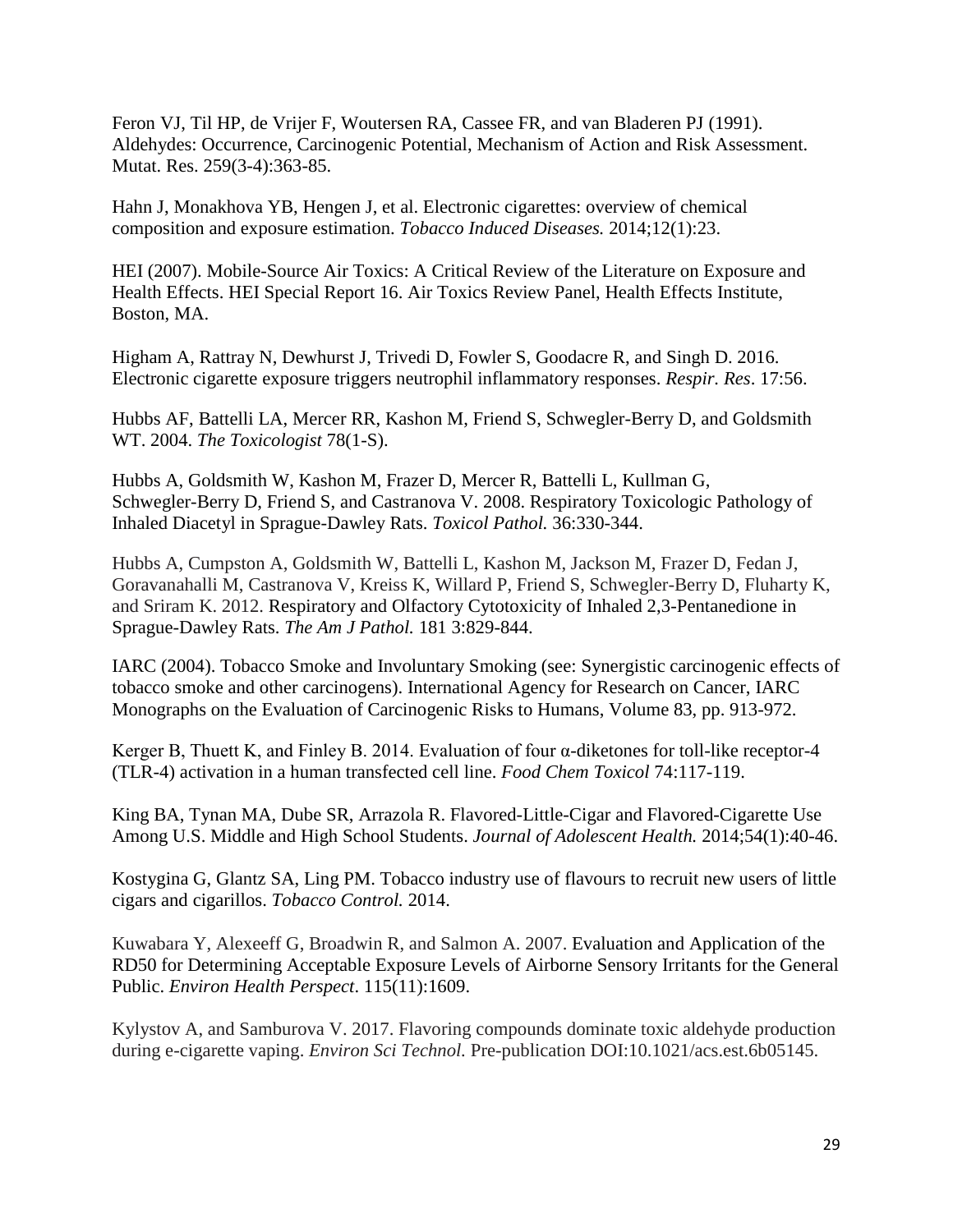Feron VJ, Til HP, de Vrijer F, Woutersen RA, Cassee FR, and van Bladeren PJ (1991). Aldehydes: Occurrence, Carcinogenic Potential, Mechanism of Action and Risk Assessment. Mutat. Res. 259(3-4):363-85.

Hahn J, Monakhova YB, Hengen J, et al. Electronic cigarettes: overview of chemical composition and exposure estimation. *Tobacco Induced Diseases.* 2014;12(1):23.

HEI (2007). Mobile-Source Air Toxics: A Critical Review of the Literature on Exposure and Health Effects. HEI Special Report 16. Air Toxics Review Panel, Health Effects Institute, Boston, MA.

Higham A, Rattray N, Dewhurst J, Trivedi D, Fowler S, Goodacre R, and Singh D. 2016. Electronic cigarette exposure triggers neutrophil inflammatory responses. *Respir. Res*. 17:56.

Hubbs AF, Battelli LA, Mercer RR, Kashon M, Friend S, Schwegler-Berry D, and Goldsmith WT. 2004. *The Toxicologist* 78(1-S).

Hubbs A, Goldsmith W, Kashon M, Frazer D, Mercer R, Battelli L, Kullman G, Schwegler-Berry D, Friend S, and Castranova V. 2008. Respiratory Toxicologic Pathology of Inhaled Diacetyl in Sprague-Dawley Rats. *Toxicol Pathol.* 36:330-344.

Hubbs A, Cumpston A, Goldsmith W, Battelli L, Kashon M, Jackson M, Frazer D, Fedan J, Goravanahalli M, Castranova V, Kreiss K, Willard P, Friend S, Schwegler-Berry D, Fluharty K, and Sriram K. 2012. Respiratory and Olfactory Cytotoxicity of Inhaled 2,3-Pentanedione in Sprague-Dawley Rats. *The Am J Pathol.* 181 3:829-844.

IARC (2004). Tobacco Smoke and Involuntary Smoking (see: Synergistic carcinogenic effects of tobacco smoke and other carcinogens). International Agency for Research on Cancer, IARC Monographs on the Evaluation of Carcinogenic Risks to Humans, Volume 83, pp. 913-972.

Kerger B, Thuett K, and Finley B. 2014. Evaluation of four α-diketones for toll-like receptor-4 (TLR-4) activation in a human transfected cell line. *Food Chem Toxicol* 74:117-119.

King BA, Tynan MA, Dube SR, Arrazola R. Flavored-Little-Cigar and Flavored-Cigarette Use Among U.S. Middle and High School Students. *Journal of Adolescent Health.* 2014;54(1):40-46.

Kostygina G, Glantz SA, Ling PM. Tobacco industry use of flavours to recruit new users of little cigars and cigarillos. *Tobacco Control.* 2014.

Kuwabara Y, Alexeeff G, Broadwin R, and Salmon A. 2007. Evaluation and Application of the RD50 for Determining Acceptable Exposure Levels of Airborne Sensory Irritants for the General Public. *Environ Health Perspect*. 115(11):1609.

Kylystov A, and Samburova V. 2017. Flavoring compounds dominate toxic aldehyde production during e-cigarette vaping. *Environ Sci Technol.* Pre-publication DOI:10.1021/acs.est.6b05145.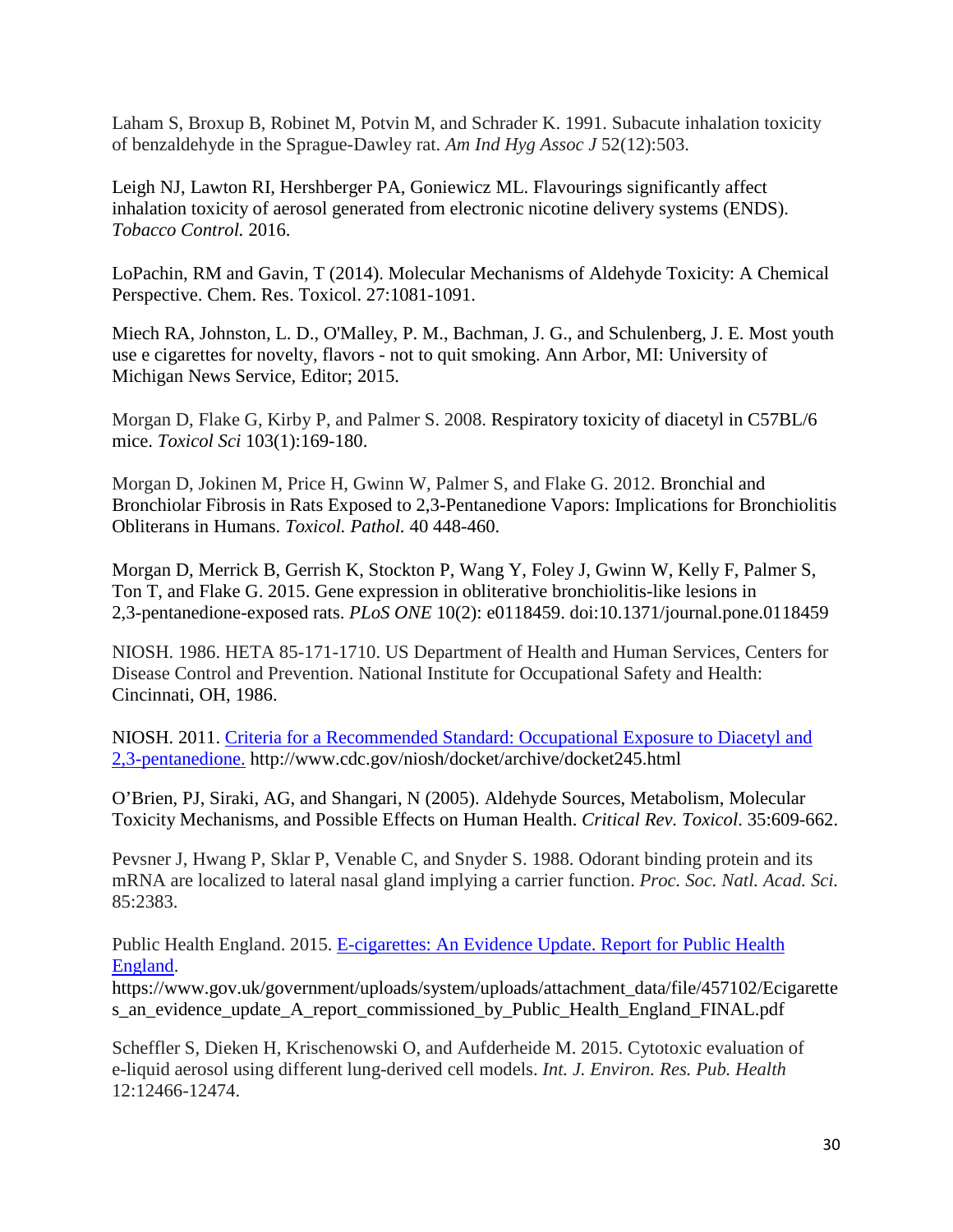Laham S, Broxup B, Robinet M, Potvin M, and Schrader K. 1991. Subacute inhalation toxicity of benzaldehyde in the Sprague-Dawley rat. *Am Ind Hyg Assoc J* 52(12):503.

Leigh NJ, Lawton RI, Hershberger PA, Goniewicz ML. Flavourings significantly affect inhalation toxicity of aerosol generated from electronic nicotine delivery systems (ENDS). *Tobacco Control.* 2016.

LoPachin, RM and Gavin, T (2014). Molecular Mechanisms of Aldehyde Toxicity: A Chemical Perspective. Chem. Res. Toxicol. 27:1081-1091.

Miech RA, Johnston, L. D., O'Malley, P. M., Bachman, J. G., and Schulenberg, J. E. Most youth use e cigarettes for novelty, flavors - not to quit smoking. Ann Arbor, MI: University of Michigan News Service, Editor; 2015.

Morgan D, Flake G, Kirby P, and Palmer S. 2008. Respiratory toxicity of diacetyl in C57BL/6 mice. *Toxicol Sci* 103(1):169-180.

Morgan D, Jokinen M, Price H, Gwinn W, Palmer S, and Flake G. 2012. Bronchial and Bronchiolar Fibrosis in Rats Exposed to 2,3-Pentanedione Vapors: Implications for Bronchiolitis Obliterans in Humans. *Toxicol. Pathol.* 40 448-460.

Morgan D, Merrick B, Gerrish K, Stockton P, Wang Y, Foley J, Gwinn W, Kelly F, Palmer S, Ton T, and Flake G. 2015. Gene expression in obliterative bronchiolitis-like lesions in 2,3-pentanedione-exposed rats. *PLoS ONE* 10(2): e0118459. doi:10.1371/journal.pone.0118459

NIOSH. 1986. HETA 85-171-1710. US Department of Health and Human Services, Centers for Disease Control and Prevention. National Institute for Occupational Safety and Health: Cincinnati, OH, 1986.

NIOSH. 2011. [Criteria for a Recommended Standard: Occupational Exposure to Diacetyl and 2,3-pentanedione.](http://www.cdc.gov/niosh/docket/archive/docket245.html) http://www.cdc.gov/niosh/docket/archive/docket245.html

O'Brien, PJ, Siraki, AG, and Shangari, N (2005). Aldehyde Sources, Metabolism, Molecular Toxicity Mechanisms, and Possible Effects on Human Health. *Critical Rev. Toxicol.* 35:609-662.

Pevsner J, Hwang P, Sklar P, Venable C, and Snyder S. 1988. Odorant binding protein and its mRNA are localized to lateral nasal gland implying a carrier function. *Proc. Soc. Natl. Acad. Sci.* 85:2383.

Public Health England. 2015. [E-cigarettes: An Evidence Update. Report for Public Health England](https://www.gov.uk/government/uploads/system/uploads/attachment_data/file/457102/Ecigarettes_an_evidence_update_A_report_commissioned_by_Public_Health_England_FINAL.pdf).
https://www.gov.uk/government/uploads/system/uploads/attachment_data/file/457102/Ecigarettes_an_evidence_update_A_report_commissioned_by_Public_Health_England_FINAL.pdf

Scheffler S, Dieken H, Krischenowski O, and Aufderheide M. 2015. Cytotoxic evaluation of e-liquid aerosol using different lung-derived cell models. *Int. J. Environ. Res. Pub. Health* 12:12466-12474.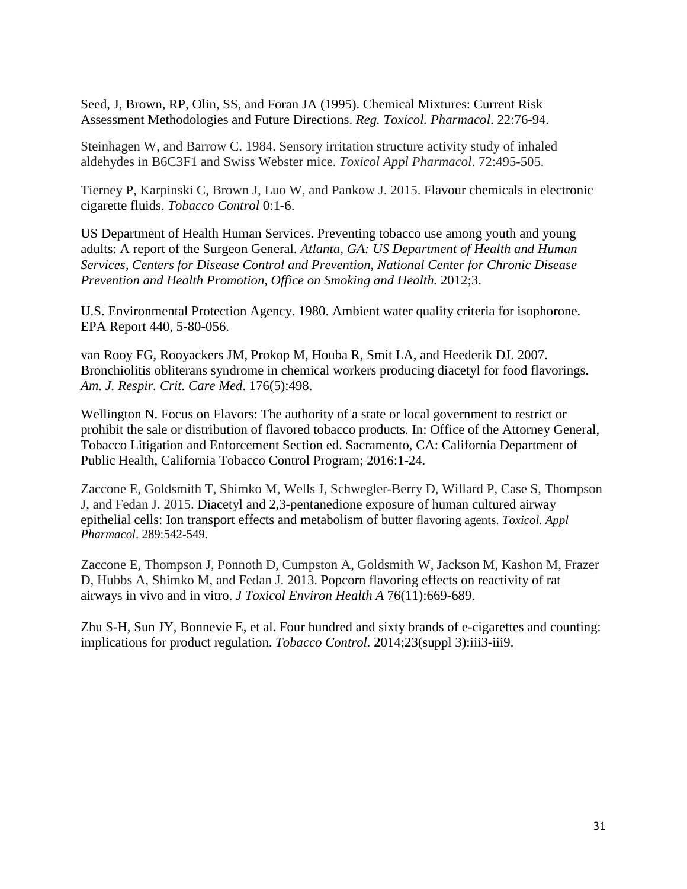Seed, J, Brown, RP, Olin, SS, and Foran JA (1995). Chemical Mixtures: Current Risk Assessment Methodologies and Future Directions. *Reg. Toxicol. Pharmacol*. 22:76-94.

Steinhagen W, and Barrow C. 1984. Sensory irritation structure activity study of inhaled aldehydes in B6C3F1 and Swiss Webster mice. *Toxicol Appl Pharmacol*. 72:495-505.

Tierney P, Karpinski C, Brown J, Luo W, and Pankow J. 2015. Flavour chemicals in electronic cigarette fluids. *Tobacco Control* 0:1-6.

US Department of Health Human Services. Preventing tobacco use among youth and young adults: A report of the Surgeon General. *Atlanta, GA: US Department of Health and Human Services, Centers for Disease Control and Prevention, National Center for Chronic Disease Prevention and Health Promotion, Office on Smoking and Health.* 2012;3.

U.S. Environmental Protection Agency. 1980. Ambient water quality criteria for isophorone. EPA Report 440, 5-80-056.

van Rooy FG, Rooyackers JM, Prokop M, Houba R, Smit LA, and Heederik DJ. 2007. Bronchiolitis obliterans syndrome in chemical workers producing diacetyl for food flavorings. *Am. J. Respir. Crit. Care Med*. 176(5):498.

Wellington N. Focus on Flavors: The authority of a state or local government to restrict or prohibit the sale or distribution of flavored tobacco products. In: Office of the Attorney General, Tobacco Litigation and Enforcement Section ed. Sacramento, CA: California Department of Public Health, California Tobacco Control Program; 2016:1-24.

Zaccone E, Goldsmith T, Shimko M, Wells J, Schwegler-Berry D, Willard P, Case S, Thompson J, and Fedan J. 2015. Diacetyl and 2,3-pentanedione exposure of human cultured airway epithelial cells: Ion transport effects and metabolism of butter flavoring agents. *Toxicol. Appl Pharmacol*. 289:542-549.

Zaccone E, Thompson J, Ponnoth D, Cumpston A, Goldsmith W, Jackson M, Kashon M, Frazer D, Hubbs A, Shimko M, and Fedan J. 2013. Popcorn flavoring effects on reactivity of rat airways in vivo and in vitro. *J Toxicol Environ Health A* 76(11):669-689.

Zhu S-H, Sun JY, Bonnevie E, et al. Four hundred and sixty brands of e-cigarettes and counting: implications for product regulation. *Tobacco Control.* 2014;23(suppl 3):iii3-iii9.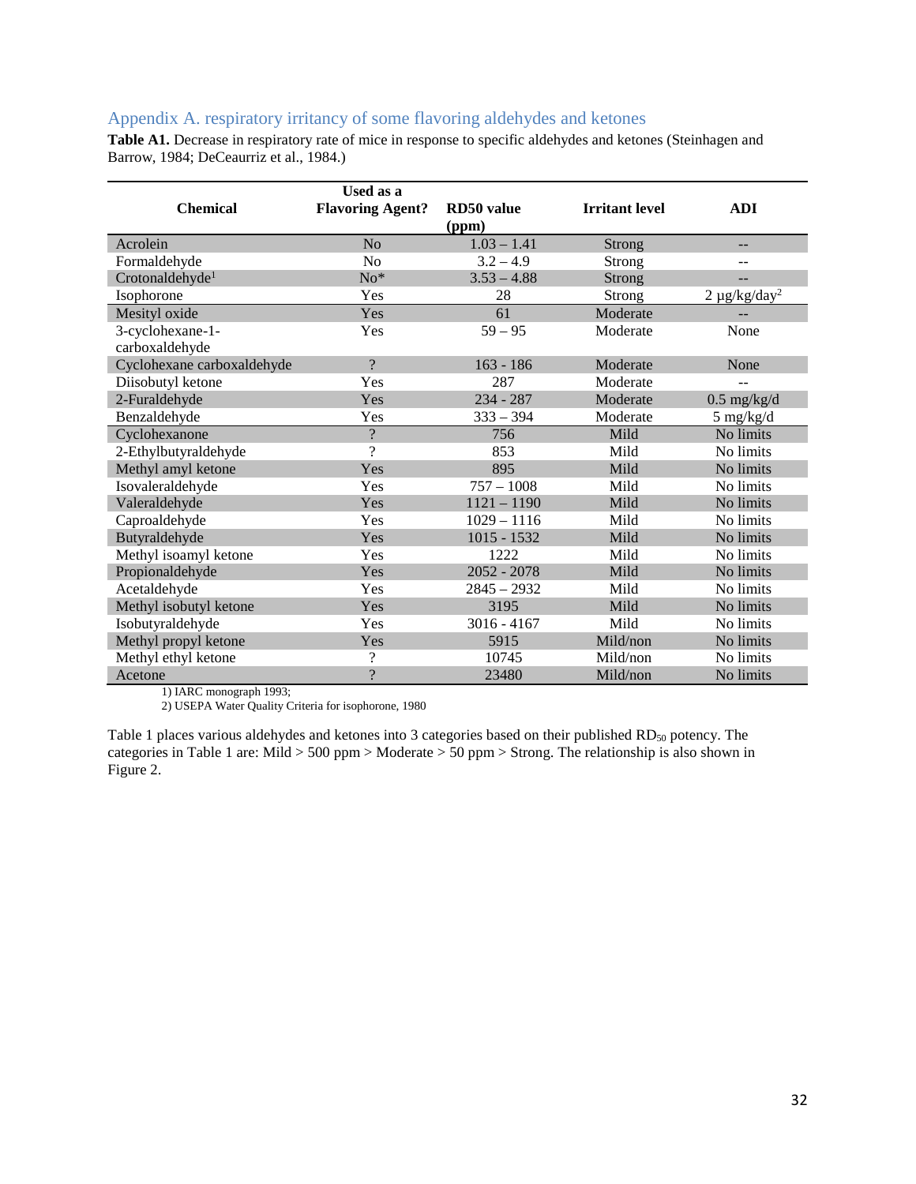## Appendix A. respiratory irritancy of some flavoring aldehydes and ketones

**Table A1.** Decrease in respiratory rate of mice in response to specific aldehydes and ketones (Steinhagen and Barrow, 1984; DeCeaurriz et al., 1984.)

| Chemical | Used as a Flavoring Agent? | RD50 value (ppm) | Irritant level | ADI |
|---|---|---|---|---|
| Acrolein | No | 1.03 – 1.41 | Strong | -- |
| Formaldehyde | No | 3.2 – 4.9 | Strong | -- |
| Crotonaldehyde[1] | No* | 3.53 – 4.88 | Strong | -- |
| Isophorone | Yes | 28 | Strong | 2 µg/kg/day[2] |
| Mesityl oxide | Yes | 61 | Moderate | -- |
| 3-cyclohexane-1-carboxaldehyde | Yes | 59 – 95 | Moderate | None |
| Cyclohexane carboxaldehyde | ? | 163 - 186 | Moderate | None |
| Diisobutyl ketone | Yes | 287 | Moderate | -- |
| 2-Furaldehyde | Yes | 234 - 287 | Moderate | 0.5 mg/kg/d |
| Benzaldehyde | Yes | 333 – 394 | Moderate | 5 mg/kg/d |
| Cyclohexanone | ? | 756 | Mild | No limits |
| 2-Ethylbutyraldehyde | ? | 853 | Mild | No limits |
| Methyl amyl ketone | Yes | 895 | Mild | No limits |
| Isovaleraldehyde | Yes | 757 – 1008 | Mild | No limits |
| Valeraldehyde | Yes | 1121 – 1190 | Mild | No limits |
| Caproaldehyde | Yes | 1029 – 1116 | Mild | No limits |
| Butyraldehyde | Yes | 1015 - 1532 | Mild | No limits |
| Methyl isoamyl ketone | Yes | 1222 | Mild | No limits |
| Propionaldehyde | Yes | 2052 - 2078 | Mild | No limits |
| Acetaldehyde | Yes | 2845 – 2932 | Mild | No limits |
| Methyl isobutyl ketone | Yes | 3195 | Mild | No limits |
| Isobutyraldehyde | Yes | 3016 - 4167 | Mild | No limits |
| Methyl propyl ketone | Yes | 5915 | Mild/non | No limits |
| Methyl ethyl ketone | ? | 10745 | Mild/non | No limits |
| Acetone | ? | 23480 | Mild/non | No limits |

1) IARC monograph 1993;
2) USEPA Water Quality Criteria for isophorone, 1980

Table 1 places various aldehydes and ketones into 3 categories based on their published $RD_{50}$ potency. The categories in Table 1 are: Mild > 500 ppm > Moderate > 50 ppm > Strong. The relationship is also shown in Figure 2.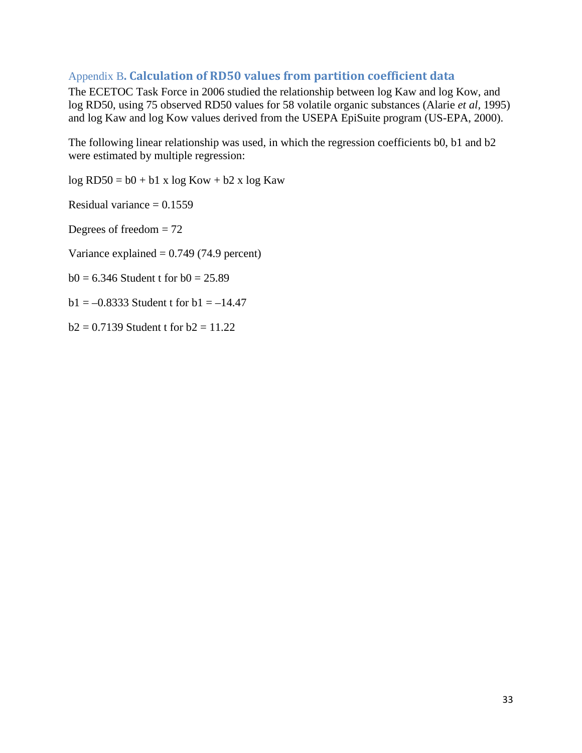## Appendix B. Calculation of RD50 values from partition coefficient data

The ECETOC Task Force in 2006 studied the relationship between log Kaw and log Kow, and log RD50, using 75 observed RD50 values for 58 volatile organic substances (Alarie *et al*, 1995) and log Kaw and log Kow values derived from the USEPA EpiSuite program (US-EPA, 2000).

The following linear relationship was used, in which the regression coefficients b0, b1 and b2 were estimated by multiple regression:

log RD50 = b0 + b1 x log Kow + b2 x log Kaw

Residual variance = 0.1559

Degrees of freedom = 72

Variance explained = 0.749 (74.9 percent)

b0 = 6.346 Student t for b0 = 25.89

b1 = –0.8333 Student t for b1 = –14.47

b2 = 0.7139 Student t for b2 = 11.22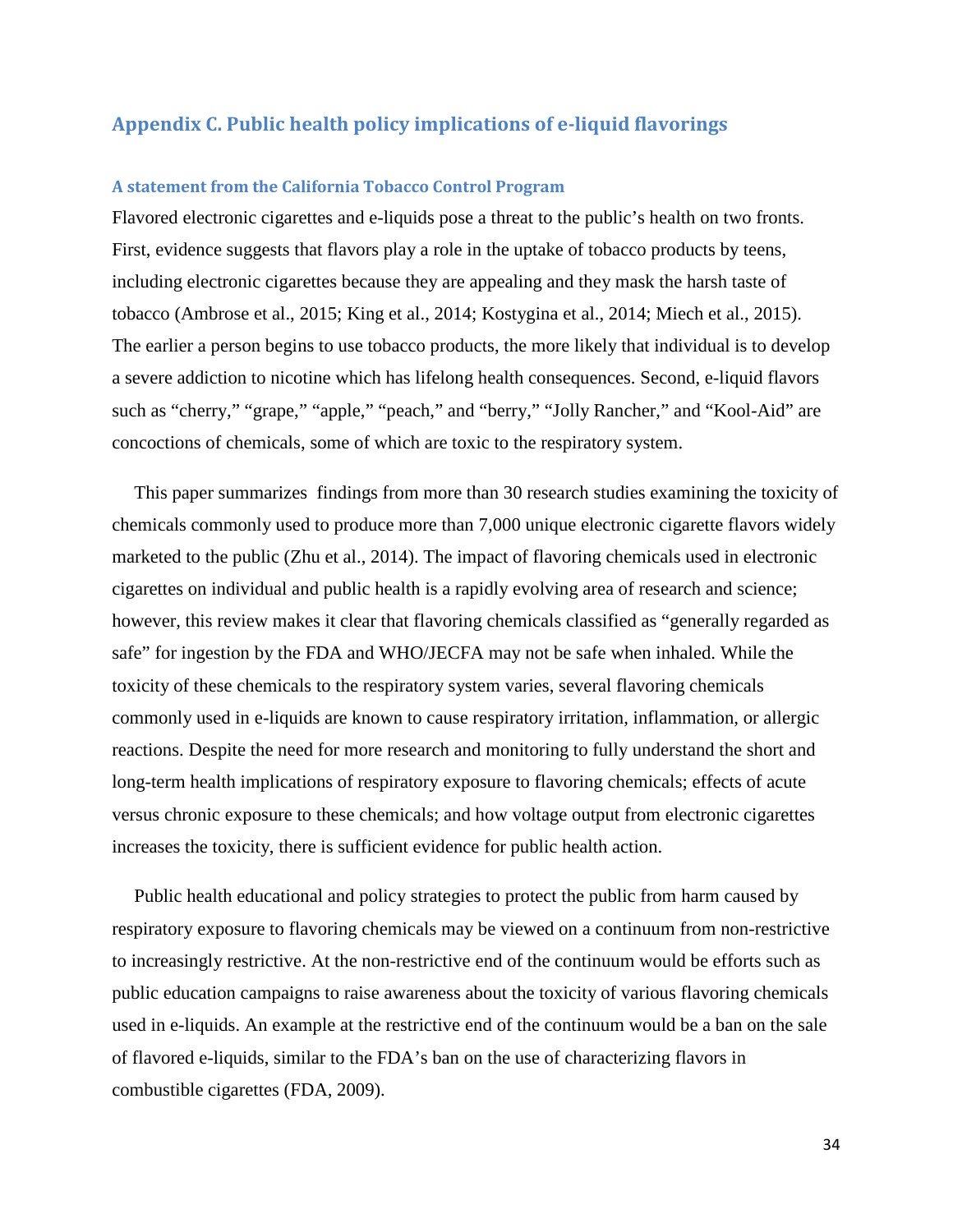## Appendix C. Public health policy implications of e-liquid flavorings

### A statement from the California Tobacco Control Program

Flavored electronic cigarettes and e-liquids pose a threat to the public's health on two fronts. First, evidence suggests that flavors play a role in the uptake of tobacco products by teens, including electronic cigarettes because they are appealing and they mask the harsh taste of tobacco (Ambrose et al., 2015; King et al., 2014; Kostygina et al., 2014; Miech et al., 2015). The earlier a person begins to use tobacco products, the more likely that individual is to develop a severe addiction to nicotine which has lifelong health consequences. Second, e-liquid flavors such as "cherry," "grape," "apple," "peach," and "berry," "Jolly Rancher," and "Kool-Aid" are concoctions of chemicals, some of which are toxic to the respiratory system.

This paper summarizes findings from more than 30 research studies examining the toxicity of chemicals commonly used to produce more than 7,000 unique electronic cigarette flavors widely marketed to the public (Zhu et al., 2014). The impact of flavoring chemicals used in electronic cigarettes on individual and public health is a rapidly evolving area of research and science; however, this review makes it clear that flavoring chemicals classified as "generally regarded as safe" for ingestion by the FDA and WHO/JECFA may not be safe when inhaled. While the toxicity of these chemicals to the respiratory system varies, several flavoring chemicals commonly used in e-liquids are known to cause respiratory irritation, inflammation, or allergic reactions. Despite the need for more research and monitoring to fully understand the short and long-term health implications of respiratory exposure to flavoring chemicals; effects of acute versus chronic exposure to these chemicals; and how voltage output from electronic cigarettes increases the toxicity, there is sufficient evidence for public health action.

Public health educational and policy strategies to protect the public from harm caused by respiratory exposure to flavoring chemicals may be viewed on a continuum from non-restrictive to increasingly restrictive. At the non-restrictive end of the continuum would be efforts such as public education campaigns to raise awareness about the toxicity of various flavoring chemicals used in e-liquids. An example at the restrictive end of the continuum would be a ban on the sale of flavored e-liquids, similar to the FDA's ban on the use of characterizing flavors in combustible cigarettes (FDA, 2009).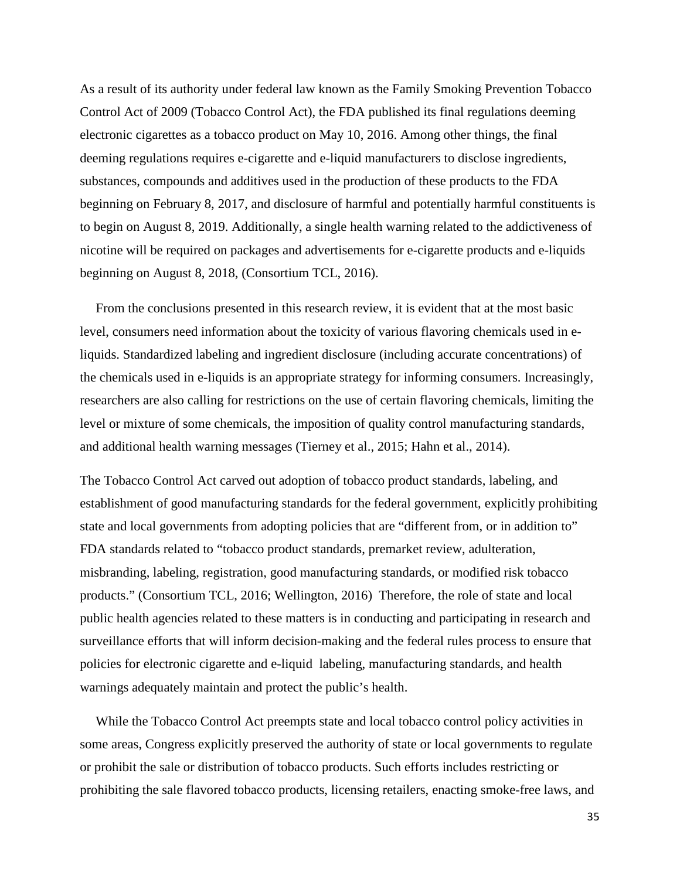As a result of its authority under federal law known as the Family Smoking Prevention Tobacco Control Act of 2009 (Tobacco Control Act), the FDA published its final regulations deeming electronic cigarettes as a tobacco product on May 10, 2016. Among other things, the final deeming regulations requires e-cigarette and e-liquid manufacturers to disclose ingredients, substances, compounds and additives used in the production of these products to the FDA beginning on February 8, 2017, and disclosure of harmful and potentially harmful constituents is to begin on August 8, 2019. Additionally, a single health warning related to the addictiveness of nicotine will be required on packages and advertisements for e-cigarette products and e-liquids beginning on August 8, 2018, (Consortium TCL, 2016).

From the conclusions presented in this research review, it is evident that at the most basic level, consumers need information about the toxicity of various flavoring chemicals used in e-liquids. Standardized labeling and ingredient disclosure (including accurate concentrations) of the chemicals used in e-liquids is an appropriate strategy for informing consumers. Increasingly, researchers are also calling for restrictions on the use of certain flavoring chemicals, limiting the level or mixture of some chemicals, the imposition of quality control manufacturing standards, and additional health warning messages (Tierney et al., 2015; Hahn et al., 2014).

The Tobacco Control Act carved out adoption of tobacco product standards, labeling, and establishment of good manufacturing standards for the federal government, explicitly prohibiting state and local governments from adopting policies that are "different from, or in addition to" FDA standards related to "tobacco product standards, premarket review, adulteration, misbranding, labeling, registration, good manufacturing standards, or modified risk tobacco products." (Consortium TCL, 2016; Wellington, 2016) Therefore, the role of state and local public health agencies related to these matters is in conducting and participating in research and surveillance efforts that will inform decision-making and the federal rules process to ensure that policies for electronic cigarette and e-liquid labeling, manufacturing standards, and health warnings adequately maintain and protect the public's health.

While the Tobacco Control Act preempts state and local tobacco control policy activities in some areas, Congress explicitly preserved the authority of state or local governments to regulate or prohibit the sale or distribution of tobacco products. Such efforts includes restricting or prohibiting the sale flavored tobacco products, licensing retailers, enacting smoke-free laws, and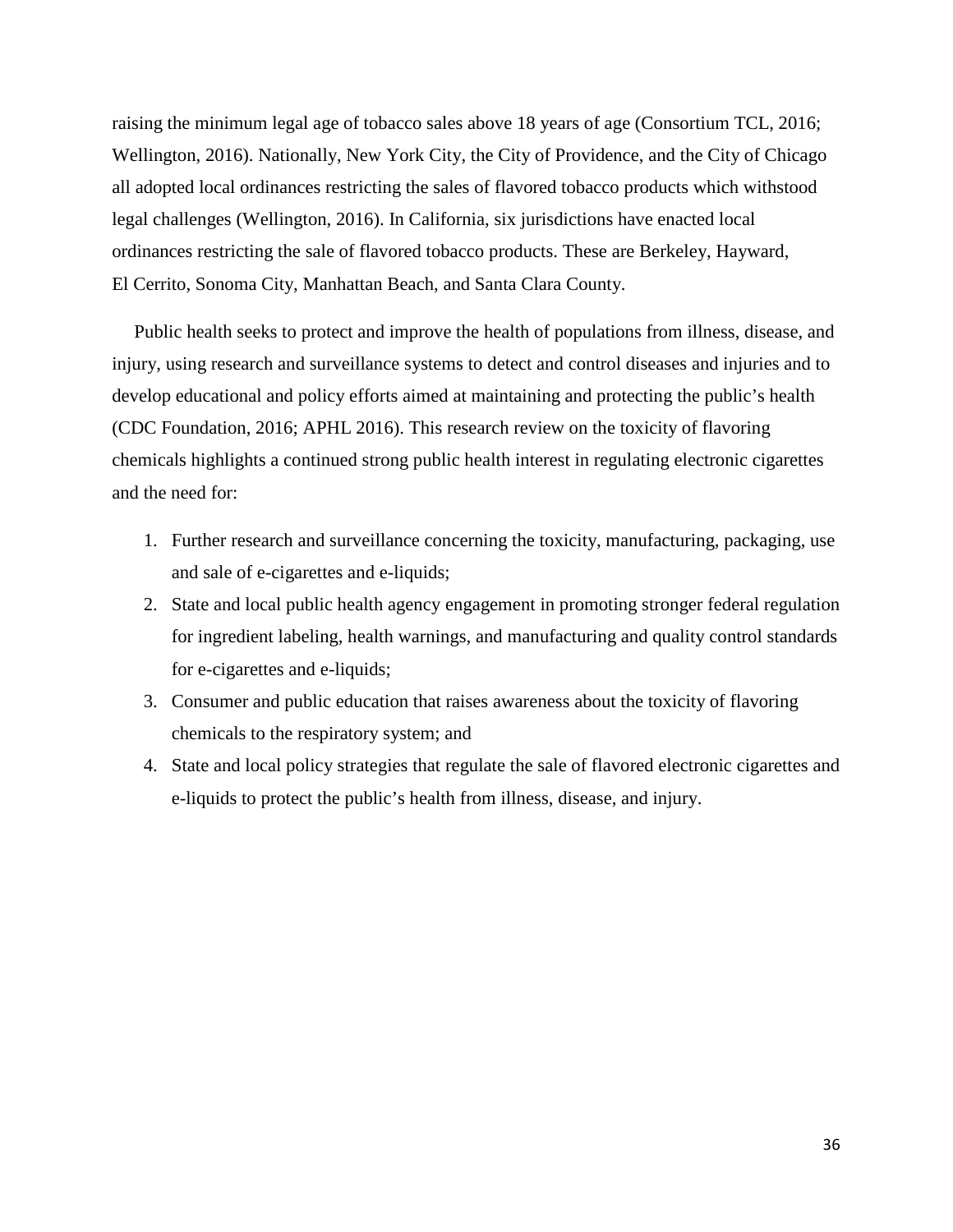raising the minimum legal age of tobacco sales above 18 years of age (Consortium TCL, 2016; Wellington, 2016). Nationally, New York City, the City of Providence, and the City of Chicago all adopted local ordinances restricting the sales of flavored tobacco products which withstood legal challenges (Wellington, 2016). In California, six jurisdictions have enacted local ordinances restricting the sale of flavored tobacco products. These are Berkeley, Hayward, El Cerrito, Sonoma City, Manhattan Beach, and Santa Clara County.

Public health seeks to protect and improve the health of populations from illness, disease, and injury, using research and surveillance systems to detect and control diseases and injuries and to develop educational and policy efforts aimed at maintaining and protecting the public's health (CDC Foundation, 2016; APHL 2016). This research review on the toxicity of flavoring chemicals highlights a continued strong public health interest in regulating electronic cigarettes and the need for:

1. Further research and surveillance concerning the toxicity, manufacturing, packaging, use and sale of e-cigarettes and e-liquids;
2. State and local public health agency engagement in promoting stronger federal regulation for ingredient labeling, health warnings, and manufacturing and quality control standards for e-cigarettes and e-liquids;
3. Consumer and public education that raises awareness about the toxicity of flavoring chemicals to the respiratory system; and
4. State and local policy strategies that regulate the sale of flavored electronic cigarettes and e-liquids to protect the public's health from illness, disease, and injury.